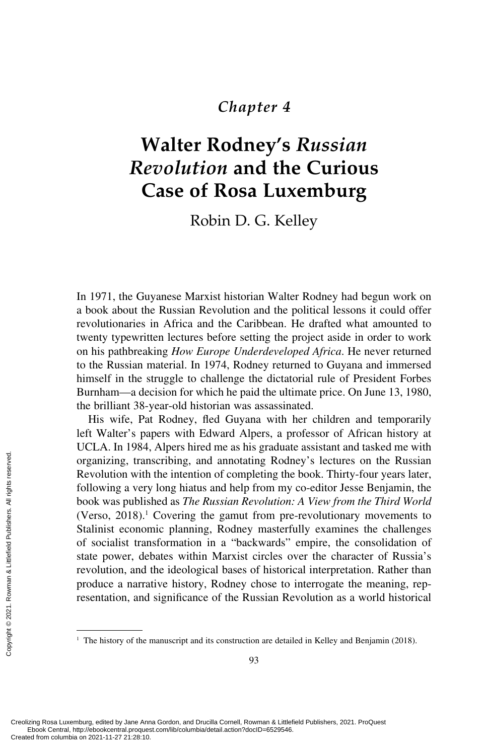*Chapter 4*

# Walter Rodney's *Russian Revolution* and the Curious Case of Rosa Luxemburg

Robin D. G. Kelley

In 1971, the Guyanese Marxist historian Walter Rodney had begun work on a book about the Russian Revolution and the political lessons it could offer revolutionaries in Africa and the Caribbean. He drafted what amounted to twenty typewritten lectures before setting the project aside in order to work on his pathbreaking *How Europe Underdeveloped Africa*. He never returned to the Russian material. In 1974, Rodney returned to Guyana and immersed himself in the struggle to challenge the dictatorial rule of President Forbes Burnham—a decision for which he paid the ultimate price. On June 13, 1980, the brilliant 38-year-old historian was assassinated.

His wife, Pat Rodney, fled Guyana with her children and temporarily left Walter's papers with Edward Alpers, a professor of African history at UCLA. In 1984, Alpers hired me as his graduate assistant and tasked me with organizing, transcribing, and annotating Rodney's lectures on the Russian Revolution with the intention of completing the book. Thirty-four years later, following a very long hiatus and help from my co-editor Jesse Benjamin, the book was published as *The Russian Revolution: A View from the Third World* (Verso, 2018).[1] Covering the gamut from pre-revolutionary movements to Stalinist economic planning, Rodney masterfully examines the challenges of socialist transformation in a "backwards" empire, the consolidation of state power, debates within Marxist circles over the character of Russia's revolution, and the ideological bases of historical interpretation. Rather than produce a narrative history, Rodney chose to interrogate the meaning, representation, and significance of the Russian Revolution as a world historical

[1] The history of the manuscript and its construction are detailed in Kelley and Benjamin (2018).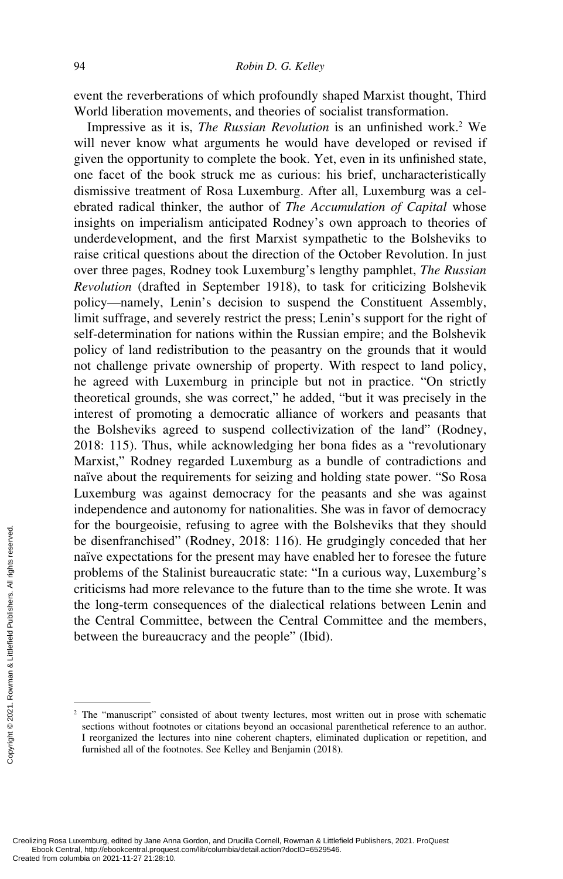event the reverberations of which profoundly shaped Marxist thought, Third World liberation movements, and theories of socialist transformation.

Impressive as it is, *The Russian Revolution* is an unfinished work.[2] We will never know what arguments he would have developed or revised if given the opportunity to complete the book. Yet, even in its unfinished state, one facet of the book struck me as curious: his brief, uncharacteristically dismissive treatment of Rosa Luxemburg. After all, Luxemburg was a celebrated radical thinker, the author of *The Accumulation of Capital* whose insights on imperialism anticipated Rodney's own approach to theories of underdevelopment, and the first Marxist sympathetic to the Bolsheviks to raise critical questions about the direction of the October Revolution. In just over three pages, Rodney took Luxemburg's lengthy pamphlet, *The Russian Revolution* (drafted in September 1918), to task for criticizing Bolshevik policy—namely, Lenin's decision to suspend the Constituent Assembly, limit suffrage, and severely restrict the press; Lenin's support for the right of self-determination for nations within the Russian empire; and the Bolshevik policy of land redistribution to the peasantry on the grounds that it would not challenge private ownership of property. With respect to land policy, he agreed with Luxemburg in principle but not in practice. "On strictly theoretical grounds, she was correct," he added, "but it was precisely in the interest of promoting a democratic alliance of workers and peasants that the Bolsheviks agreed to suspend collectivization of the land" (Rodney, 2018: 115). Thus, while acknowledging her bona fides as a "revolutionary Marxist," Rodney regarded Luxemburg as a bundle of contradictions and naïve about the requirements for seizing and holding state power. "So Rosa Luxemburg was against democracy for the peasants and she was against independence and autonomy for nationalities. She was in favor of democracy for the bourgeoisie, refusing to agree with the Bolsheviks that they should be disenfranchised" (Rodney, 2018: 116). He grudgingly conceded that her naïve expectations for the present may have enabled her to foresee the future problems of the Stalinist bureaucratic state: "In a curious way, Luxemburg's criticisms had more relevance to the future than to the time she wrote. It was the long-term consequences of the dialectical relations between Lenin and the Central Committee, between the Central Committee and the members, between the bureaucracy and the people" (Ibid).

[2] The "manuscript" consisted of about twenty lectures, most written out in prose with schematic sections without footnotes or citations beyond an occasional parenthetical reference to an author. I reorganized the lectures into nine coherent chapters, eliminated duplication or repetition, and furnished all of the footnotes. See Kelley and Benjamin (2018).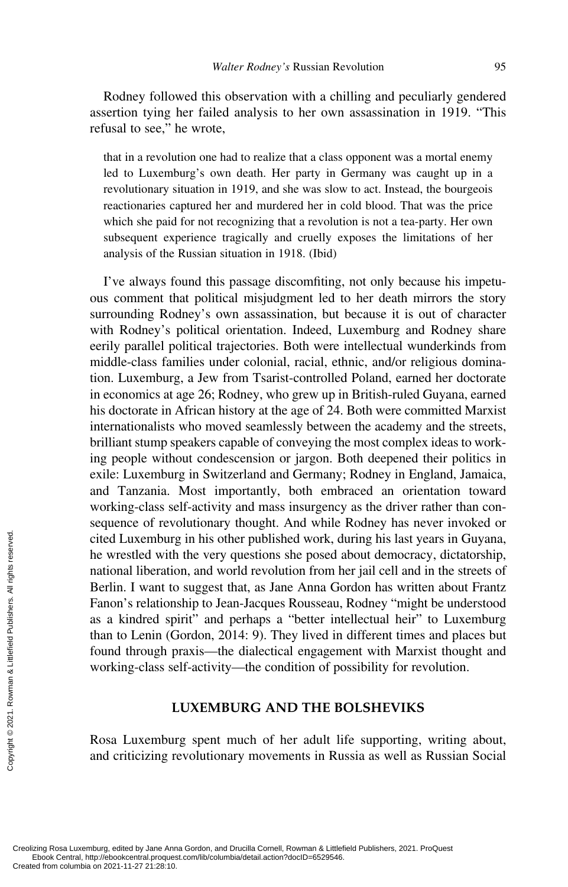Rodney followed this observation with a chilling and peculiarly gendered assertion tying her failed analysis to her own assassination in 1919. "This refusal to see," he wrote,

> that in a revolution one had to realize that a class opponent was a mortal enemy led to Luxemburg's own death. Her party in Germany was caught up in a revolutionary situation in 1919, and she was slow to act. Instead, the bourgeois reactionaries captured her and murdered her in cold blood. That was the price which she paid for not recognizing that a revolution is not a tea-party. Her own subsequent experience tragically and cruelly exposes the limitations of her analysis of the Russian situation in 1918. (Ibid)

I've always found this passage discomfiting, not only because his impetuous comment that political misjudgment led to her death mirrors the story surrounding Rodney's own assassination, but because it is out of character with Rodney's political orientation. Indeed, Luxemburg and Rodney share eerily parallel political trajectories. Both were intellectual wunderkinds from middle-class families under colonial, racial, ethnic, and/or religious domination. Luxemburg, a Jew from Tsarist-controlled Poland, earned her doctorate in economics at age 26; Rodney, who grew up in British-ruled Guyana, earned his doctorate in African history at the age of 24. Both were committed Marxist internationalists who moved seamlessly between the academy and the streets, brilliant stump speakers capable of conveying the most complex ideas to working people without condescension or jargon. Both deepened their politics in exile: Luxemburg in Switzerland and Germany; Rodney in England, Jamaica, and Tanzania. Most importantly, both embraced an orientation toward working-class self-activity and mass insurgency as the driver rather than consequence of revolutionary thought. And while Rodney has never invoked or cited Luxemburg in his other published work, during his last years in Guyana, he wrestled with the very questions she posed about democracy, dictatorship, national liberation, and world revolution from her jail cell and in the streets of Berlin. I want to suggest that, as Jane Anna Gordon has written about Frantz Fanon's relationship to Jean-Jacques Rousseau, Rodney "might be understood as a kindred spirit" and perhaps a "better intellectual heir" to Luxemburg than to Lenin (Gordon, 2014: 9). They lived in different times and places but found through praxis—the dialectical engagement with Marxist thought and working-class self-activity—the condition of possibility for revolution.

## LUXEMBURG AND THE BOLSHEVIKS

Rosa Luxemburg spent much of her adult life supporting, writing about, and criticizing revolutionary movements in Russia as well as Russian Social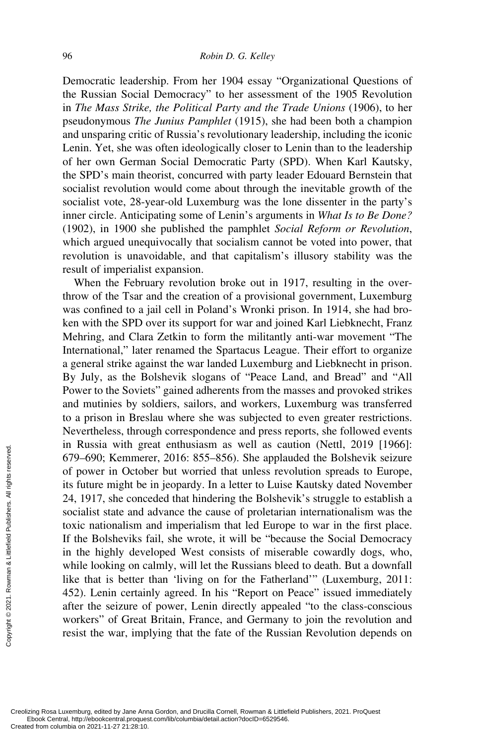Democratic leadership. From her 1904 essay "Organizational Questions of the Russian Social Democracy" to her assessment of the 1905 Revolution in *The Mass Strike, the Political Party and the Trade Unions* (1906), to her pseudonymous *The Junius Pamphlet* (1915), she had been both a champion and unsparing critic of Russia's revolutionary leadership, including the iconic Lenin. Yet, she was often ideologically closer to Lenin than to the leadership of her own German Social Democratic Party (SPD). When Karl Kautsky, the SPD's main theorist, concurred with party leader Edouard Bernstein that socialist revolution would come about through the inevitable growth of the socialist vote, 28-year-old Luxemburg was the lone dissenter in the party's inner circle. Anticipating some of Lenin's arguments in *What Is to Be Done?* (1902), in 1900 she published the pamphlet *Social Reform or Revolution*, which argued unequivocally that socialism cannot be voted into power, that revolution is unavoidable, and that capitalism's illusory stability was the result of imperialist expansion.

When the February revolution broke out in 1917, resulting in the overthrow of the Tsar and the creation of a provisional government, Luxemburg was confined to a jail cell in Poland's Wronki prison. In 1914, she had broken with the SPD over its support for war and joined Karl Liebknecht, Franz Mehring, and Clara Zetkin to form the militantly anti-war movement "The International," later renamed the Spartacus League. Their effort to organize a general strike against the war landed Luxemburg and Liebknecht in prison. By July, as the Bolshevik slogans of "Peace Land, and Bread" and "All Power to the Soviets" gained adherents from the masses and provoked strikes and mutinies by soldiers, sailors, and workers, Luxemburg was transferred to a prison in Breslau where she was subjected to even greater restrictions. Nevertheless, through correspondence and press reports, she followed events in Russia with great enthusiasm as well as caution (Nettl, 2019 [1966]: 679–690; Kemmerer, 2016: 855–856). She applauded the Bolshevik seizure of power in October but worried that unless revolution spreads to Europe, its future might be in jeopardy. In a letter to Luise Kautsky dated November 24, 1917, she conceded that hindering the Bolshevik's struggle to establish a socialist state and advance the cause of proletarian internationalism was the toxic nationalism and imperialism that led Europe to war in the first place. If the Bolsheviks fail, she wrote, it will be "because the Social Democracy in the highly developed West consists of miserable cowardly dogs, who, while looking on calmly, will let the Russians bleed to death. But a downfall like that is better than 'living on for the Fatherland'" (Luxemburg, 2011: 452). Lenin certainly agreed. In his "Report on Peace" issued immediately after the seizure of power, Lenin directly appealed "to the class-conscious workers" of Great Britain, France, and Germany to join the revolution and resist the war, implying that the fate of the Russian Revolution depends on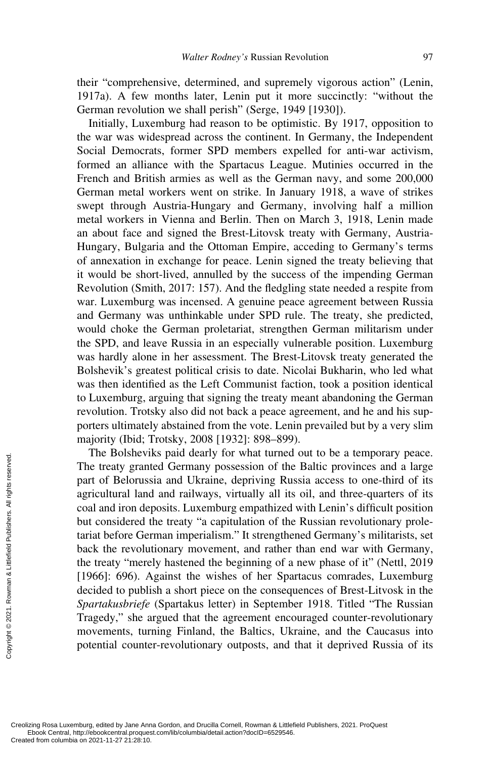their "comprehensive, determined, and supremely vigorous action" (Lenin, 1917a). A few months later, Lenin put it more succinctly: "without the German revolution we shall perish" (Serge, 1949 [1930]).

Initially, Luxemburg had reason to be optimistic. By 1917, opposition to the war was widespread across the continent. In Germany, the Independent Social Democrats, former SPD members expelled for anti-war activism, formed an alliance with the Spartacus League. Mutinies occurred in the French and British armies as well as the German navy, and some 200,000 German metal workers went on strike. In January 1918, a wave of strikes swept through Austria-Hungary and Germany, involving half a million metal workers in Vienna and Berlin. Then on March 3, 1918, Lenin made an about face and signed the Brest-Litovsk treaty with Germany, Austria-Hungary, Bulgaria and the Ottoman Empire, acceding to Germany's terms of annexation in exchange for peace. Lenin signed the treaty believing that it would be short-lived, annulled by the success of the impending German Revolution (Smith, 2017: 157). And the fledgling state needed a respite from war. Luxemburg was incensed. A genuine peace agreement between Russia and Germany was unthinkable under SPD rule. The treaty, she predicted, would choke the German proletariat, strengthen German militarism under the SPD, and leave Russia in an especially vulnerable position. Luxemburg was hardly alone in her assessment. The Brest-Litovsk treaty generated the Bolshevik's greatest political crisis to date. Nicolai Bukharin, who led what was then identified as the Left Communist faction, took a position identical to Luxemburg, arguing that signing the treaty meant abandoning the German revolution. Trotsky also did not back a peace agreement, and he and his supporters ultimately abstained from the vote. Lenin prevailed but by a very slim majority (Ibid; Trotsky, 2008 [1932]: 898–899).

The Bolsheviks paid dearly for what turned out to be a temporary peace. The treaty granted Germany possession of the Baltic provinces and a large part of Belorussia and Ukraine, depriving Russia access to one-third of its agricultural land and railways, virtually all its oil, and three-quarters of its coal and iron deposits. Luxemburg empathized with Lenin's difficult position but considered the treaty "a capitulation of the Russian revolutionary proletariat before German imperialism." It strengthened Germany's militarists, set back the revolutionary movement, and rather than end war with Germany, the treaty "merely hastened the beginning of a new phase of it" (Nettl, 2019 [1966]: 696). Against the wishes of her Spartacus comrades, Luxemburg decided to publish a short piece on the consequences of Brest-Litovsk in the *Spartakusbriefe* (Spartakus letter) in September 1918. Titled "The Russian Tragedy," she argued that the agreement encouraged counter-revolutionary movements, turning Finland, the Baltics, Ukraine, and the Caucasus into potential counter-revolutionary outposts, and that it deprived Russia of its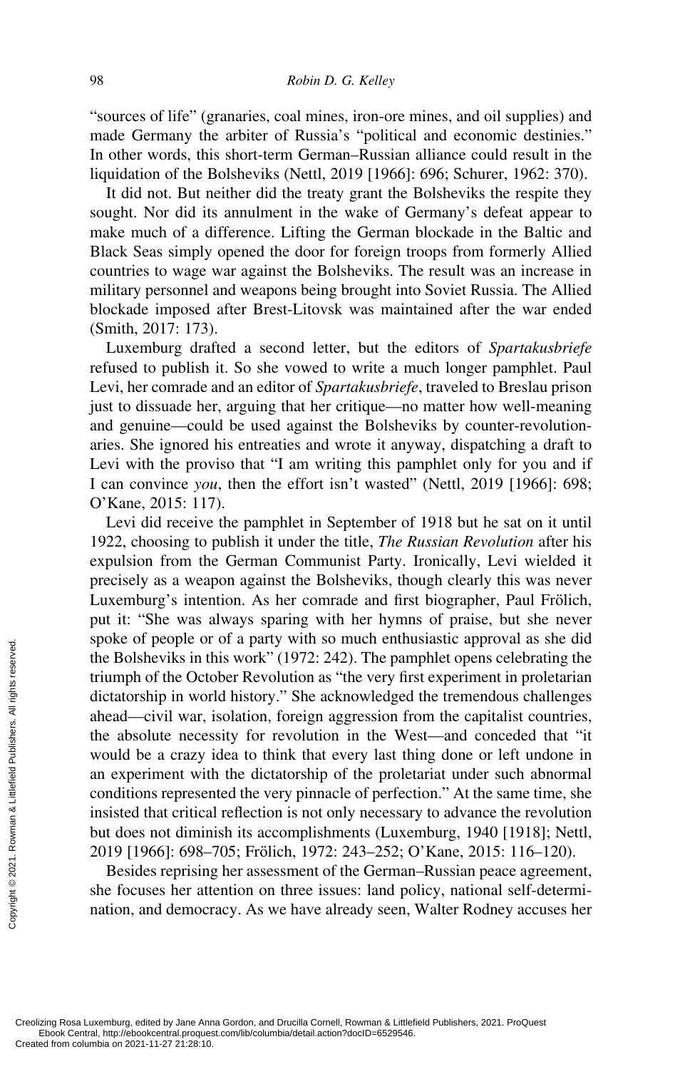"sources of life" (granaries, coal mines, iron-ore mines, and oil supplies) and made Germany the arbiter of Russia's "political and economic destinies." In other words, this short-term German–Russian alliance could result in the liquidation of the Bolsheviks (Nettl, 2019 [1966]: 696; Schurer, 1962: 370).

It did not. But neither did the treaty grant the Bolsheviks the respite they sought. Nor did its annulment in the wake of Germany's defeat appear to make much of a difference. Lifting the German blockade in the Baltic and Black Seas simply opened the door for foreign troops from formerly Allied countries to wage war against the Bolsheviks. The result was an increase in military personnel and weapons being brought into Soviet Russia. The Allied blockade imposed after Brest-Litovsk was maintained after the war ended (Smith, 2017: 173).

Luxemburg drafted a second letter, but the editors of *Spartakusbriefe* refused to publish it. So she vowed to write a much longer pamphlet. Paul Levi, her comrade and an editor of *Spartakusbriefe*, traveled to Breslau prison just to dissuade her, arguing that her critique—no matter how well-meaning and genuine—could be used against the Bolsheviks by counter-revolutionaries. She ignored his entreaties and wrote it anyway, dispatching a draft to Levi with the proviso that "I am writing this pamphlet only for you and if I can convince *you*, then the effort isn't wasted" (Nettl, 2019 [1966]: 698; O'Kane, 2015: 117).

Levi did receive the pamphlet in September of 1918 but he sat on it until 1922, choosing to publish it under the title, *The Russian Revolution* after his expulsion from the German Communist Party. Ironically, Levi wielded it precisely as a weapon against the Bolsheviks, though clearly this was never Luxemburg's intention. As her comrade and first biographer, Paul Frölich, put it: "She was always sparing with her hymns of praise, but she never spoke of people or of a party with so much enthusiastic approval as she did the Bolsheviks in this work" (1972: 242). The pamphlet opens celebrating the triumph of the October Revolution as "the very first experiment in proletarian dictatorship in world history." She acknowledged the tremendous challenges ahead—civil war, isolation, foreign aggression from the capitalist countries, the absolute necessity for revolution in the West—and conceded that "it would be a crazy idea to think that every last thing done or left undone in an experiment with the dictatorship of the proletariat under such abnormal conditions represented the very pinnacle of perfection." At the same time, she insisted that critical reflection is not only necessary to advance the revolution but does not diminish its accomplishments (Luxemburg, 1940 [1918]; Nettl, 2019 [1966]: 698–705; Frölich, 1972: 243–252; O'Kane, 2015: 116–120).

Besides reprising her assessment of the German–Russian peace agreement, she focuses her attention on three issues: land policy, national self-determination, and democracy. As we have already seen, Walter Rodney accuses her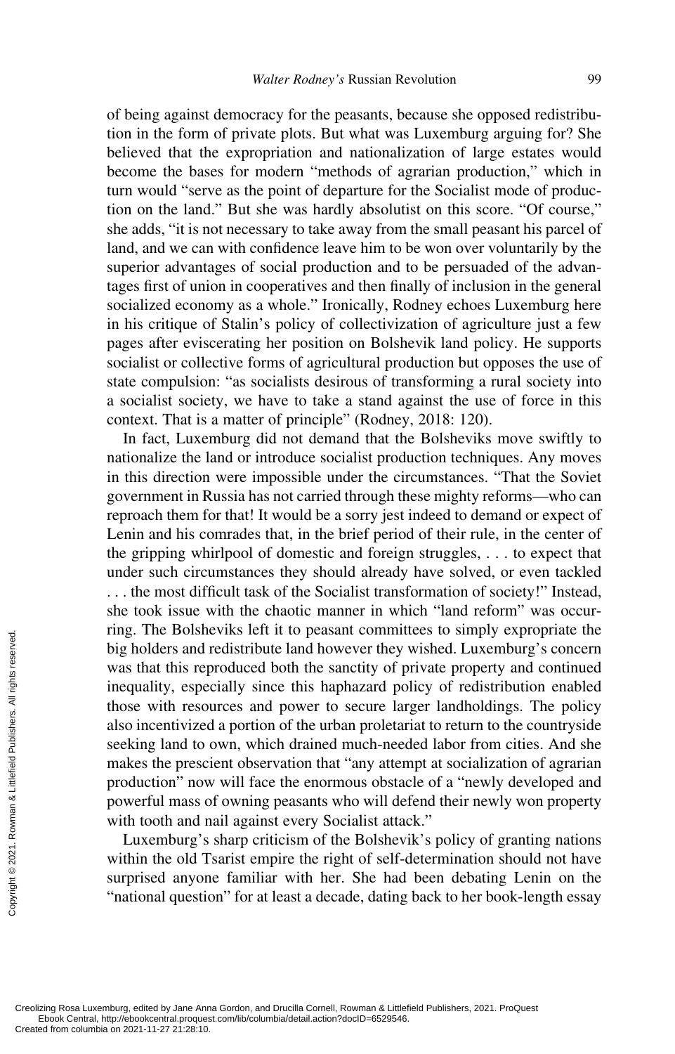of being against democracy for the peasants, because she opposed redistribution in the form of private plots. But what was Luxemburg arguing for? She believed that the expropriation and nationalization of large estates would become the bases for modern "methods of agrarian production," which in turn would "serve as the point of departure for the Socialist mode of production on the land." But she was hardly absolutist on this score. "Of course," she adds, "it is not necessary to take away from the small peasant his parcel of land, and we can with confidence leave him to be won over voluntarily by the superior advantages of social production and to be persuaded of the advantages first of union in cooperatives and then finally of inclusion in the general socialized economy as a whole." Ironically, Rodney echoes Luxemburg here in his critique of Stalin's policy of collectivization of agriculture just a few pages after eviscerating her position on Bolshevik land policy. He supports socialist or collective forms of agricultural production but opposes the use of state compulsion: "as socialists desirous of transforming a rural society into a socialist society, we have to take a stand against the use of force in this context. That is a matter of principle" (Rodney, 2018: 120).

In fact, Luxemburg did not demand that the Bolsheviks move swiftly to nationalize the land or introduce socialist production techniques. Any moves in this direction were impossible under the circumstances. "That the Soviet government in Russia has not carried through these mighty reforms—who can reproach them for that! It would be a sorry jest indeed to demand or expect of Lenin and his comrades that, in the brief period of their rule, in the center of the gripping whirlpool of domestic and foreign struggles, . . . to expect that under such circumstances they should already have solved, or even tackled . . . the most difficult task of the Socialist transformation of society!" Instead, she took issue with the chaotic manner in which "land reform" was occurring. The Bolsheviks left it to peasant committees to simply expropriate the big holders and redistribute land however they wished. Luxemburg's concern was that this reproduced both the sanctity of private property and continued inequality, especially since this haphazard policy of redistribution enabled those with resources and power to secure larger landholdings. The policy also incentivized a portion of the urban proletariat to return to the countryside seeking land to own, which drained much-needed labor from cities. And she makes the prescient observation that "any attempt at socialization of agrarian production" now will face the enormous obstacle of a "newly developed and powerful mass of owning peasants who will defend their newly won property with tooth and nail against every Socialist attack."

Luxemburg's sharp criticism of the Bolshevik's policy of granting nations within the old Tsarist empire the right of self-determination should not have surprised anyone familiar with her. She had been debating Lenin on the "national question" for at least a decade, dating back to her book-length essay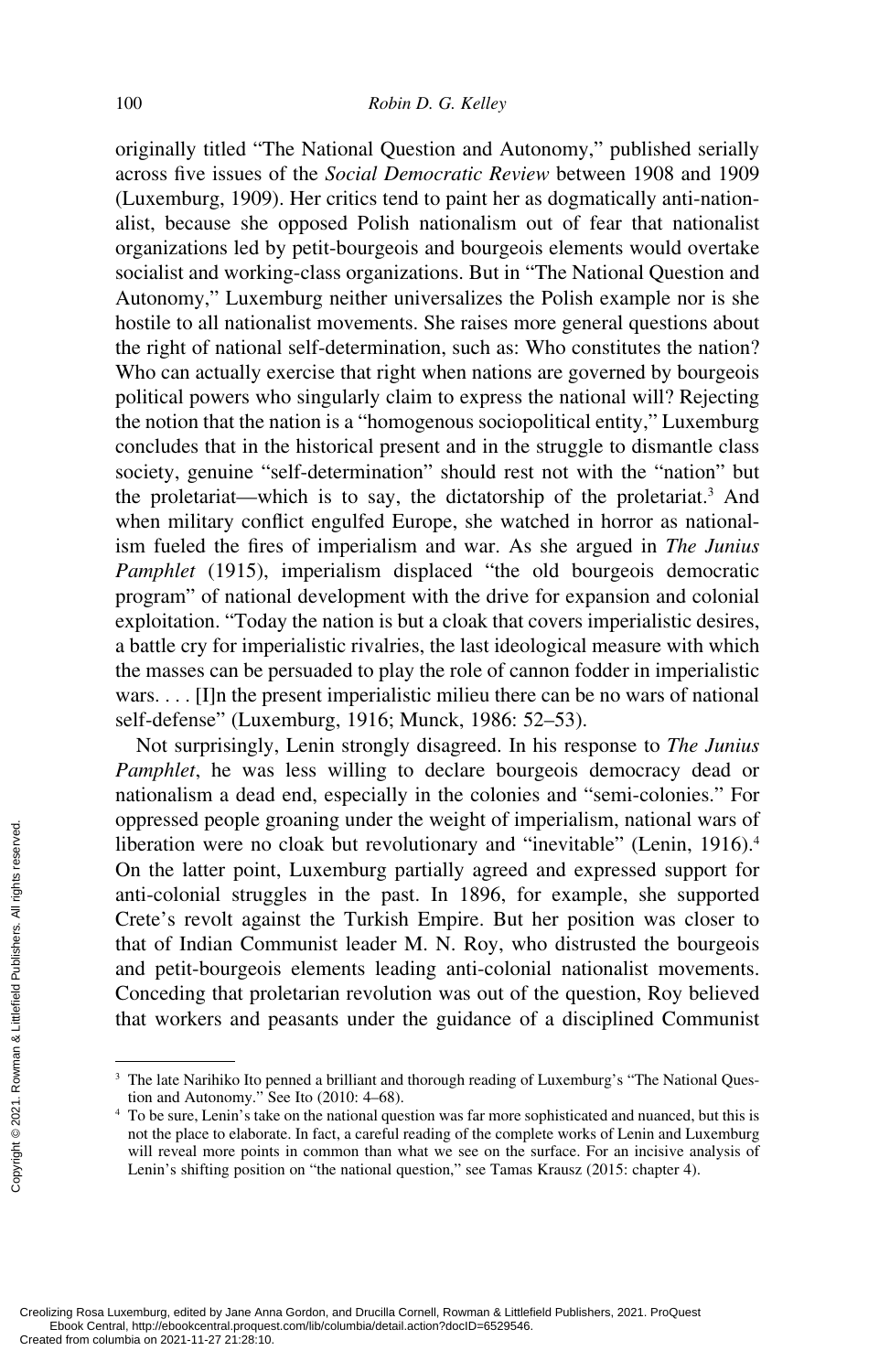originally titled "The National Question and Autonomy," published serially across five issues of the *Social Democratic Review* between 1908 and 1909 (Luxemburg, 1909). Her critics tend to paint her as dogmatically anti-nationalist, because she opposed Polish nationalism out of fear that nationalist organizations led by petit-bourgeois and bourgeois elements would overtake socialist and working-class organizations. But in "The National Question and Autonomy," Luxemburg neither universalizes the Polish example nor is she hostile to all nationalist movements. She raises more general questions about the right of national self-determination, such as: Who constitutes the nation? Who can actually exercise that right when nations are governed by bourgeois political powers who singularly claim to express the national will? Rejecting the notion that the nation is a "homogenous sociopolitical entity," Luxemburg concludes that in the historical present and in the struggle to dismantle class society, genuine "self-determination" should rest not with the "nation" but the proletariat—which is to say, the dictatorship of the proletariat.[3] And when military conflict engulfed Europe, she watched in horror as nationalism fueled the fires of imperialism and war. As she argued in *The Junius Pamphlet* (1915), imperialism displaced "the old bourgeois democratic program" of national development with the drive for expansion and colonial exploitation. "Today the nation is but a cloak that covers imperialistic desires, a battle cry for imperialistic rivalries, the last ideological measure with which the masses can be persuaded to play the role of cannon fodder in imperialistic wars. . . . [I]n the present imperialistic milieu there can be no wars of national self-defense" (Luxemburg, 1916; Munck, 1986: 52–53).

Not surprisingly, Lenin strongly disagreed. In his response to *The Junius Pamphlet*, he was less willing to declare bourgeois democracy dead or nationalism a dead end, especially in the colonies and "semi-colonies." For oppressed people groaning under the weight of imperialism, national wars of liberation were no cloak but revolutionary and "inevitable" (Lenin, 1916).[4] On the latter point, Luxemburg partially agreed and expressed support for anti-colonial struggles in the past. In 1896, for example, she supported Crete's revolt against the Turkish Empire. But her position was closer to that of Indian Communist leader M. N. Roy, who distrusted the bourgeois and petit-bourgeois elements leading anti-colonial nationalist movements. Conceding that proletarian revolution was out of the question, Roy believed that workers and peasants under the guidance of a disciplined Communist

[3] The late Narihiko Ito penned a brilliant and thorough reading of Luxemburg's "The National Question and Autonomy." See Ito (2010: 4–68).

[4] To be sure, Lenin's take on the national question was far more sophisticated and nuanced, but this is not the place to elaborate. In fact, a careful reading of the complete works of Lenin and Luxemburg will reveal more points in common than what we see on the surface. For an incisive analysis of Lenin's shifting position on "the national question," see Tamas Krausz (2015: chapter 4).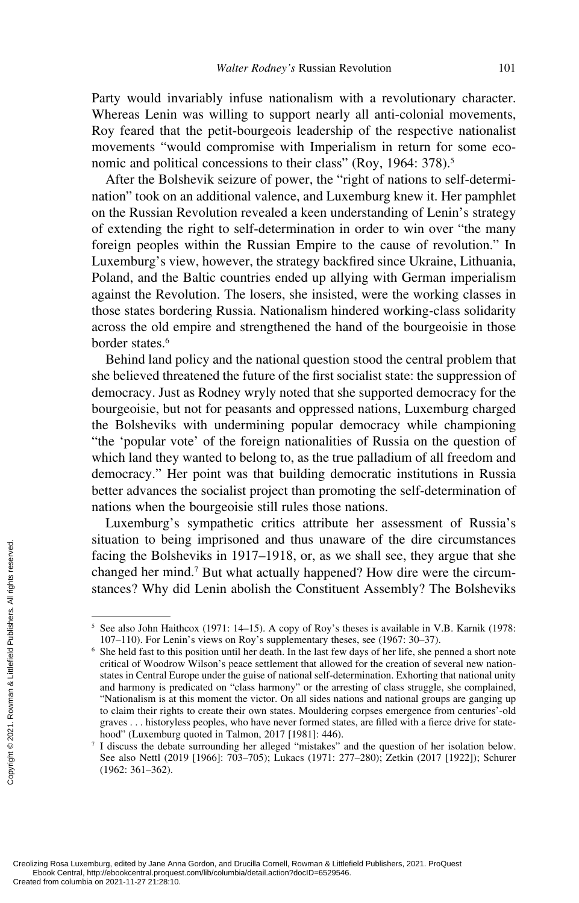Party would invariably infuse nationalism with a revolutionary character. Whereas Lenin was willing to support nearly all anti-colonial movements, Roy feared that the petit-bourgeois leadership of the respective nationalist movements "would compromise with Imperialism in return for some economic and political concessions to their class" (Roy, 1964: 378).[5]

After the Bolshevik seizure of power, the "right of nations to self-determination" took on an additional valence, and Luxemburg knew it. Her pamphlet on the Russian Revolution revealed a keen understanding of Lenin's strategy of extending the right to self-determination in order to win over "the many foreign peoples within the Russian Empire to the cause of revolution." In Luxemburg's view, however, the strategy backfired since Ukraine, Lithuania, Poland, and the Baltic countries ended up allying with German imperialism against the Revolution. The losers, she insisted, were the working classes in those states bordering Russia. Nationalism hindered working-class solidarity across the old empire and strengthened the hand of the bourgeoisie in those border states.[6]

Behind land policy and the national question stood the central problem that she believed threatened the future of the first socialist state: the suppression of democracy. Just as Rodney wryly noted that she supported democracy for the bourgeoisie, but not for peasants and oppressed nations, Luxemburg charged the Bolsheviks with undermining popular democracy while championing "the 'popular vote' of the foreign nationalities of Russia on the question of which land they wanted to belong to, as the true palladium of all freedom and democracy." Her point was that building democratic institutions in Russia better advances the socialist project than promoting the self-determination of nations when the bourgeoisie still rules those nations.

Luxemburg's sympathetic critics attribute her assessment of Russia's situation to being imprisoned and thus unaware of the dire circumstances facing the Bolsheviks in 1917–1918, or, as we shall see, they argue that she changed her mind.[7] But what actually happened? How dire were the circumstances? Why did Lenin abolish the Constituent Assembly? The Bolsheviks

---

[5] See also John Haithcox (1971: 14–15). A copy of Roy's theses is available in V.B. Karnik (1978: 107–110). For Lenin's views on Roy's supplementary theses, see (1967: 30–37).

[6] She held fast to this position until her death. In the last few days of her life, she penned a short note critical of Woodrow Wilson's peace settlement that allowed for the creation of several new nation-states in Central Europe under the guise of national self-determination. Exhorting that national unity and harmony is predicated on "class harmony" or the arresting of class struggle, she complained, "Nationalism is at this moment the victor. On all sides nations and national groups are ganging up to claim their rights to create their own states. Mouldering corpses emergence from centuries'-old graves . . . historyless peoples, who have never formed states, are filled with a fierce drive for statehood" (Luxemburg quoted in Talmon, 2017 [1981]: 446).

[7] I discuss the debate surrounding her alleged "mistakes" and the question of her isolation below. See also Nettl (2019 [1966]: 703–705); Lukacs (1971: 277–280); Zetkin (2017 [1922]); Schurer (1962: 361–362).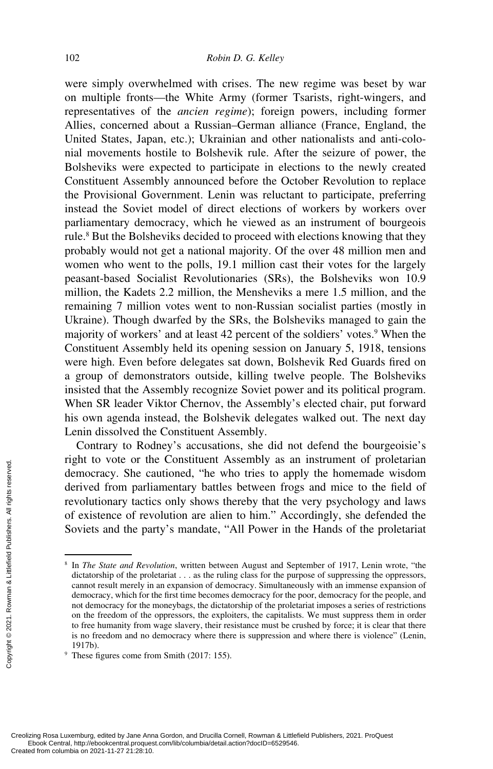were simply overwhelmed with crises. The new regime was beset by war on multiple fronts—the White Army (former Tsarists, right-wingers, and representatives of the *ancien regime*); foreign powers, including former Allies, concerned about a Russian–German alliance (France, England, the United States, Japan, etc.); Ukrainian and other nationalists and anti-colonial movements hostile to Bolshevik rule. After the seizure of power, the Bolsheviks were expected to participate in elections to the newly created Constituent Assembly announced before the October Revolution to replace the Provisional Government. Lenin was reluctant to participate, preferring instead the Soviet model of direct elections of workers by workers over parliamentary democracy, which he viewed as an instrument of bourgeois rule.[8] But the Bolsheviks decided to proceed with elections knowing that they probably would not get a national majority. Of the over 48 million men and women who went to the polls, 19.1 million cast their votes for the largely peasant-based Socialist Revolutionaries (SRs), the Bolsheviks won 10.9 million, the Kadets 2.2 million, the Mensheviks a mere 1.5 million, and the remaining 7 million votes went to non-Russian socialist parties (mostly in Ukraine). Though dwarfed by the SRs, the Bolsheviks managed to gain the majority of workers' and at least 42 percent of the soldiers' votes.[9] When the Constituent Assembly held its opening session on January 5, 1918, tensions were high. Even before delegates sat down, Bolshevik Red Guards fired on a group of demonstrators outside, killing twelve people. The Bolsheviks insisted that the Assembly recognize Soviet power and its political program. When SR leader Viktor Chernov, the Assembly's elected chair, put forward his own agenda instead, the Bolshevik delegates walked out. The next day Lenin dissolved the Constituent Assembly.

Contrary to Rodney's accusations, she did not defend the bourgeoisie's right to vote or the Constituent Assembly as an instrument of proletarian democracy. She cautioned, "he who tries to apply the homemade wisdom derived from parliamentary battles between frogs and mice to the field of revolutionary tactics only shows thereby that the very psychology and laws of existence of revolution are alien to him." Accordingly, she defended the Soviets and the party's mandate, "All Power in the Hands of the proletariat

---

[8] In *The State and Revolution*, written between August and September of 1917, Lenin wrote, "the dictatorship of the proletariat . . . as the ruling class for the purpose of suppressing the oppressors, cannot result merely in an expansion of democracy. Simultaneously with an immense expansion of democracy, which for the first time becomes democracy for the poor, democracy for the people, and not democracy for the moneybags, the dictatorship of the proletariat imposes a series of restrictions on the freedom of the oppressors, the exploiters, the capitalists. We must suppress them in order to free humanity from wage slavery, their resistance must be crushed by force; it is clear that there is no freedom and no democracy where there is suppression and where there is violence" (Lenin, 1917b).

[9] These figures come from Smith (2017: 155).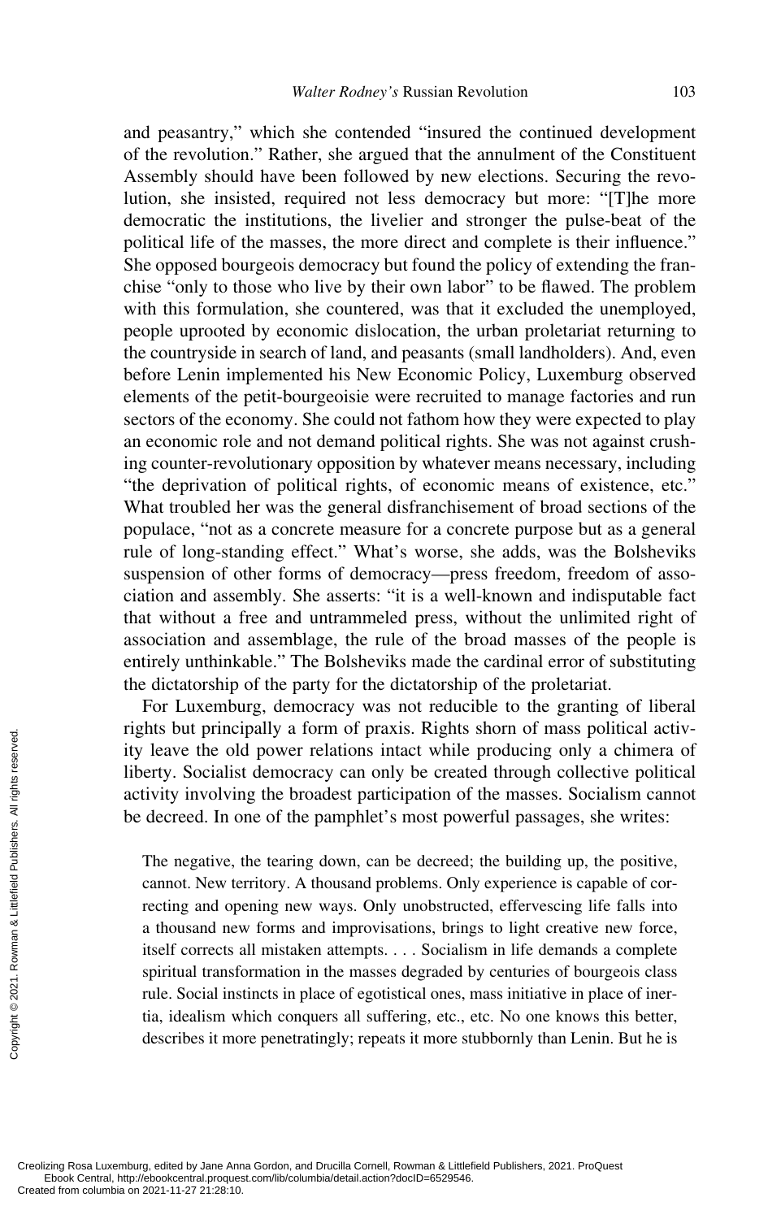and peasantry," which she contended "insured the continued development of the revolution." Rather, she argued that the annulment of the Constituent Assembly should have been followed by new elections. Securing the revolution, she insisted, required not less democracy but more: "[T]he more democratic the institutions, the livelier and stronger the pulse-beat of the political life of the masses, the more direct and complete is their influence." She opposed bourgeois democracy but found the policy of extending the franchise "only to those who live by their own labor" to be flawed. The problem with this formulation, she countered, was that it excluded the unemployed, people uprooted by economic dislocation, the urban proletariat returning to the countryside in search of land, and peasants (small landholders). And, even before Lenin implemented his New Economic Policy, Luxemburg observed elements of the petit-bourgeoisie were recruited to manage factories and run sectors of the economy. She could not fathom how they were expected to play an economic role and not demand political rights. She was not against crushing counter-revolutionary opposition by whatever means necessary, including "the deprivation of political rights, of economic means of existence, etc." What troubled her was the general disfranchisement of broad sections of the populace, "not as a concrete measure for a concrete purpose but as a general rule of long-standing effect." What's worse, she adds, was the Bolsheviks suspension of other forms of democracy—press freedom, freedom of association and assembly. She asserts: "it is a well-known and indisputable fact that without a free and untrammeled press, without the unlimited right of association and assemblage, the rule of the broad masses of the people is entirely unthinkable." The Bolsheviks made the cardinal error of substituting the dictatorship of the party for the dictatorship of the proletariat.

For Luxemburg, democracy was not reducible to the granting of liberal rights but principally a form of praxis. Rights shorn of mass political activity leave the old power relations intact while producing only a chimera of liberty. Socialist democracy can only be created through collective political activity involving the broadest participation of the masses. Socialism cannot be decreed. In one of the pamphlet's most powerful passages, she writes:

> The negative, the tearing down, can be decreed; the building up, the positive, cannot. New territory. A thousand problems. Only experience is capable of correcting and opening new ways. Only unobstructed, effervescing life falls into a thousand new forms and improvisations, brings to light creative new force, itself corrects all mistaken attempts. . . . Socialism in life demands a complete spiritual transformation in the masses degraded by centuries of bourgeois class rule. Social instincts in place of egotistical ones, mass initiative in place of inertia, idealism which conquers all suffering, etc., etc. No one knows this better, describes it more penetratingly; repeats it more stubbornly than Lenin. But he is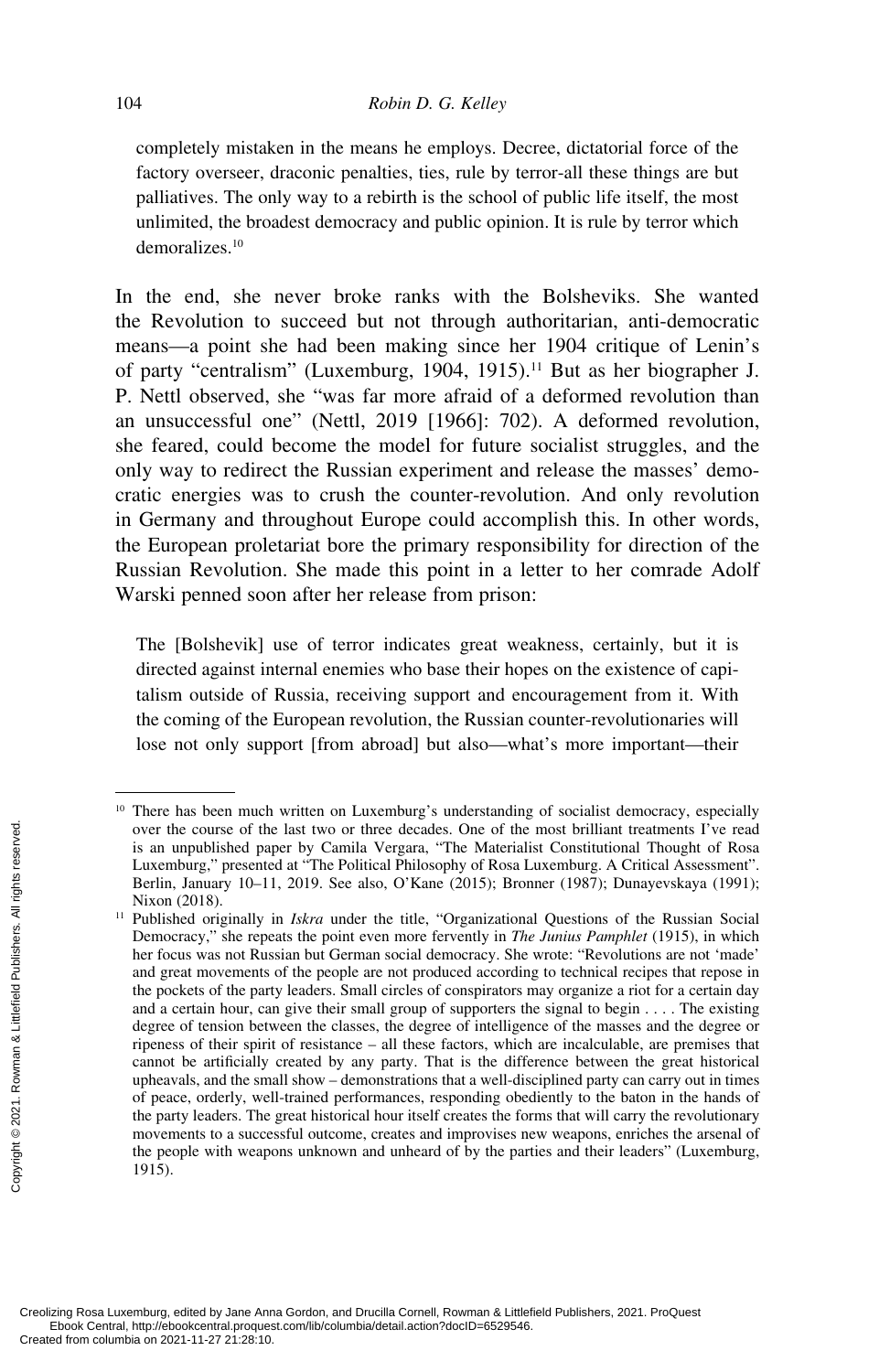> completely mistaken in the means he employs. Decree, dictatorial force of the factory overseer, draconic penalties, ties, rule by terror-all these things are but palliatives. The only way to a rebirth is the school of public life itself, the most unlimited, the broadest democracy and public opinion. It is rule by terror which demoralizes.[10]

In the end, she never broke ranks with the Bolsheviks. She wanted the Revolution to succeed but not through authoritarian, anti-democratic means—a point she had been making since her 1904 critique of Lenin's of party "centralism" (Luxemburg, 1904, 1915).[11] But as her biographer J. P. Nettl observed, she "was far more afraid of a deformed revolution than an unsuccessful one" (Nettl, 2019 [1966]: 702). A deformed revolution, she feared, could become the model for future socialist struggles, and the only way to redirect the Russian experiment and release the masses' democratic energies was to crush the counter-revolution. And only revolution in Germany and throughout Europe could accomplish this. In other words, the European proletariat bore the primary responsibility for direction of the Russian Revolution. She made this point in a letter to her comrade Adolf Warski penned soon after her release from prison:

> The [Bolshevik] use of terror indicates great weakness, certainly, but it is directed against internal enemies who base their hopes on the existence of capitalism outside of Russia, receiving support and encouragement from it. With the coming of the European revolution, the Russian counter-revolutionaries will lose not only support [from abroad] but also—what's more important—their

---

[10] There has been much written on Luxemburg's understanding of socialist democracy, especially over the course of the last two or three decades. One of the most brilliant treatments I've read is an unpublished paper by Camila Vergara, "The Materialist Constitutional Thought of Rosa Luxemburg," presented at "The Political Philosophy of Rosa Luxemburg. A Critical Assessment". Berlin, January 10–11, 2019. See also, O'Kane (2015); Bronner (1987); Dunayevskaya (1991); Nixon (2018).

[11] Published originally in *Iskra* under the title, "Organizational Questions of the Russian Social Democracy," she repeats the point even more fervently in *The Junius Pamphlet* (1915), in which her focus was not Russian but German social democracy. She wrote: "Revolutions are not 'made' and great movements of the people are not produced according to technical recipes that repose in the pockets of the party leaders. Small circles of conspirators may organize a riot for a certain day and a certain hour, can give their small group of supporters the signal to begin . . . . The existing degree of tension between the classes, the degree of intelligence of the masses and the degree or ripeness of their spirit of resistance – all these factors, which are incalculable, are premises that cannot be artificially created by any party. That is the difference between the great historical upheavals, and the small show – demonstrations that a well-disciplined party can carry out in times of peace, orderly, well-trained performances, responding obediently to the baton in the hands of the party leaders. The great historical hour itself creates the forms that will carry the revolutionary movements to a successful outcome, creates and improvises new weapons, enriches the arsenal of the people with weapons unknown and unheard of by the parties and their leaders" (Luxemburg, 1915).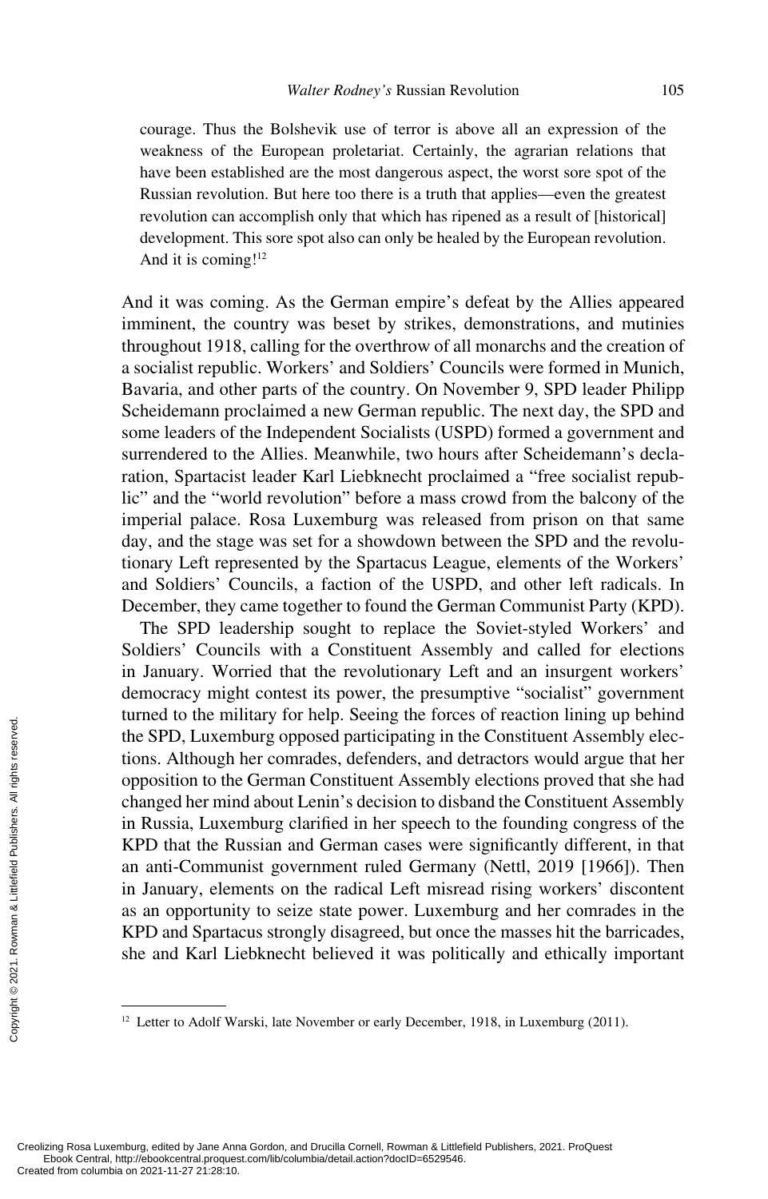courage. Thus the Bolshevik use of terror is above all an expression of the weakness of the European proletariat. Certainly, the agrarian relations that have been established are the most dangerous aspect, the worst sore spot of the Russian revolution. But here too there is a truth that applies—even the greatest revolution can accomplish only that which has ripened as a result of [historical] development. This sore spot also can only be healed by the European revolution. And it is coming![12]

And it was coming. As the German empire's defeat by the Allies appeared imminent, the country was beset by strikes, demonstrations, and mutinies throughout 1918, calling for the overthrow of all monarchs and the creation of a socialist republic. Workers' and Soldiers' Councils were formed in Munich, Bavaria, and other parts of the country. On November 9, SPD leader Philipp Scheidemann proclaimed a new German republic. The next day, the SPD and some leaders of the Independent Socialists (USPD) formed a government and surrendered to the Allies. Meanwhile, two hours after Scheidemann's declaration, Spartacist leader Karl Liebknecht proclaimed a "free socialist republic" and the "world revolution" before a mass crowd from the balcony of the imperial palace. Rosa Luxemburg was released from prison on that same day, and the stage was set for a showdown between the SPD and the revolutionary Left represented by the Spartacus League, elements of the Workers' and Soldiers' Councils, a faction of the USPD, and other left radicals. In December, they came together to found the German Communist Party (KPD).

The SPD leadership sought to replace the Soviet-styled Workers' and Soldiers' Councils with a Constituent Assembly and called for elections in January. Worried that the revolutionary Left and an insurgent workers' democracy might contest its power, the presumptive "socialist" government turned to the military for help. Seeing the forces of reaction lining up behind the SPD, Luxemburg opposed participating in the Constituent Assembly elections. Although her comrades, defenders, and detractors would argue that her opposition to the German Constituent Assembly elections proved that she had changed her mind about Lenin's decision to disband the Constituent Assembly in Russia, Luxemburg clarified in her speech to the founding congress of the KPD that the Russian and German cases were significantly different, in that an anti-Communist government ruled Germany (Nettl, 2019 [1966]). Then in January, elements on the radical Left misread rising workers' discontent as an opportunity to seize state power. Luxemburg and her comrades in the KPD and Spartacus strongly disagreed, but once the masses hit the barricades, she and Karl Liebknecht believed it was politically and ethically important

[12] Letter to Adolf Warski, late November or early December, 1918, in Luxemburg (2011).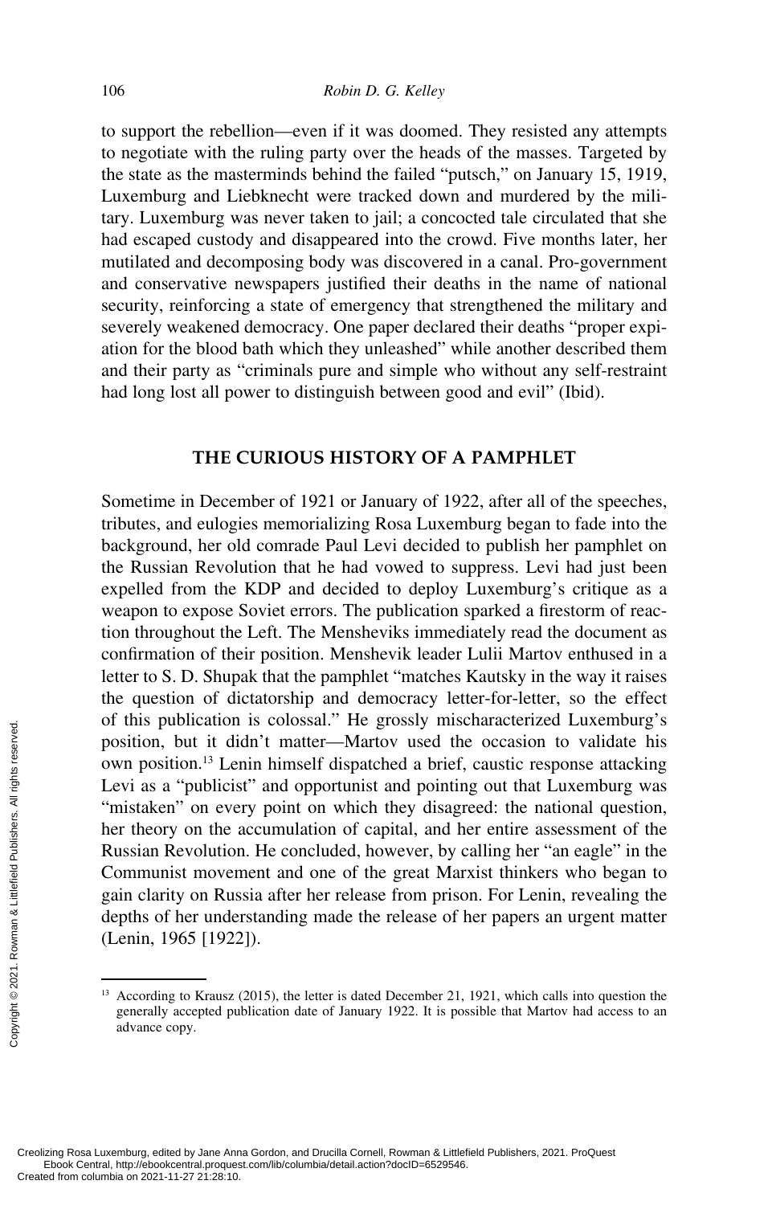to support the rebellion—even if it was doomed. They resisted any attempts to negotiate with the ruling party over the heads of the masses. Targeted by the state as the masterminds behind the failed "putsch," on January 15, 1919, Luxemburg and Liebknecht were tracked down and murdered by the military. Luxemburg was never taken to jail; a concocted tale circulated that she had escaped custody and disappeared into the crowd. Five months later, her mutilated and decomposing body was discovered in a canal. Pro-government and conservative newspapers justified their deaths in the name of national security, reinforcing a state of emergency that strengthened the military and severely weakened democracy. One paper declared their deaths "proper expiation for the blood bath which they unleashed" while another described them and their party as "criminals pure and simple who without any self-restraint had long lost all power to distinguish between good and evil" (Ibid).

## THE CURIOUS HISTORY OF A PAMPHLET

Sometime in December of 1921 or January of 1922, after all of the speeches, tributes, and eulogies memorializing Rosa Luxemburg began to fade into the background, her old comrade Paul Levi decided to publish her pamphlet on the Russian Revolution that he had vowed to suppress. Levi had just been expelled from the KDP and decided to deploy Luxemburg's critique as a weapon to expose Soviet errors. The publication sparked a firestorm of reaction throughout the Left. The Mensheviks immediately read the document as confirmation of their position. Menshevik leader Iulii Martov enthused in a letter to S. D. Shupak that the pamphlet "matches Kautsky in the way it raises the question of dictatorship and democracy letter-for-letter, so the effect of this publication is colossal." He grossly mischaracterized Luxemburg's position, but it didn't matter—Martov used the occasion to validate his own position.[13] Lenin himself dispatched a brief, caustic response attacking Levi as a "publicist" and opportunist and pointing out that Luxemburg was "mistaken" on every point on which they disagreed: the national question, her theory on the accumulation of capital, and her entire assessment of the Russian Revolution. He concluded, however, by calling her "an eagle" in the Communist movement and one of the great Marxist thinkers who began to gain clarity on Russia after her release from prison. For Lenin, revealing the depths of her understanding made the release of her papers an urgent matter (Lenin, 1965 [1922]).

[13] According to Krausz (2015), the letter is dated December 21, 1921, which calls into question the generally accepted publication date of January 1922. It is possible that Martov had access to an advance copy.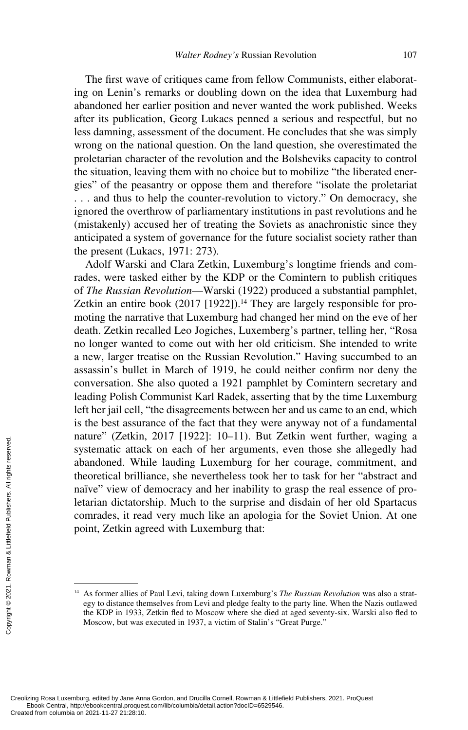The first wave of critiques came from fellow Communists, either elaborating on Lenin's remarks or doubling down on the idea that Luxemburg had abandoned her earlier position and never wanted the work published. Weeks after its publication, Georg Lukacs penned a serious and respectful, but no less damning, assessment of the document. He concludes that she was simply wrong on the national question. On the land question, she overestimated the proletarian character of the revolution and the Bolsheviks capacity to control the situation, leaving them with no choice but to mobilize "the liberated energies" of the peasantry or oppose them and therefore "isolate the proletariat . . . and thus to help the counter-revolution to victory." On democracy, she ignored the overthrow of parliamentary institutions in past revolutions and he (mistakenly) accused her of treating the Soviets as anachronistic since they anticipated a system of governance for the future socialist society rather than the present (Lukacs, 1971: 273).

Adolf Warski and Clara Zetkin, Luxemburg's longtime friends and comrades, were tasked either by the KDP or the Comintern to publish critiques of *The Russian Revolution*—Warski (1922) produced a substantial pamphlet, Zetkin an entire book (2017 [1922]).[14] They are largely responsible for promoting the narrative that Luxemburg had changed her mind on the eve of her death. Zetkin recalled Leo Jogiches, Luxemberg's partner, telling her, "Rosa no longer wanted to come out with her old criticism. She intended to write a new, larger treatise on the Russian Revolution." Having succumbed to an assassin's bullet in March of 1919, he could neither confirm nor deny the conversation. She also quoted a 1921 pamphlet by Comintern secretary and leading Polish Communist Karl Radek, asserting that by the time Luxemburg left her jail cell, "the disagreements between her and us came to an end, which is the best assurance of the fact that they were anyway not of a fundamental nature" (Zetkin, 2017 [1922]: 10–11). But Zetkin went further, waging a systematic attack on each of her arguments, even those she allegedly had abandoned. While lauding Luxemburg for her courage, commitment, and theoretical brilliance, she nevertheless took her to task for her "abstract and naïve" view of democracy and her inability to grasp the real essence of proletarian dictatorship. Much to the surprise and disdain of her old Spartacus comrades, it read very much like an apologia for the Soviet Union. At one point, Zetkin agreed with Luxemburg that:

[14] As former allies of Paul Levi, taking down Luxemburg's *The Russian Revolution* was also a strategy to distance themselves from Levi and pledge fealty to the party line. When the Nazis outlawed the KDP in 1933, Zetkin fled to Moscow where she died at aged seventy-six. Warski also fled to Moscow, but was executed in 1937, a victim of Stalin's "Great Purge."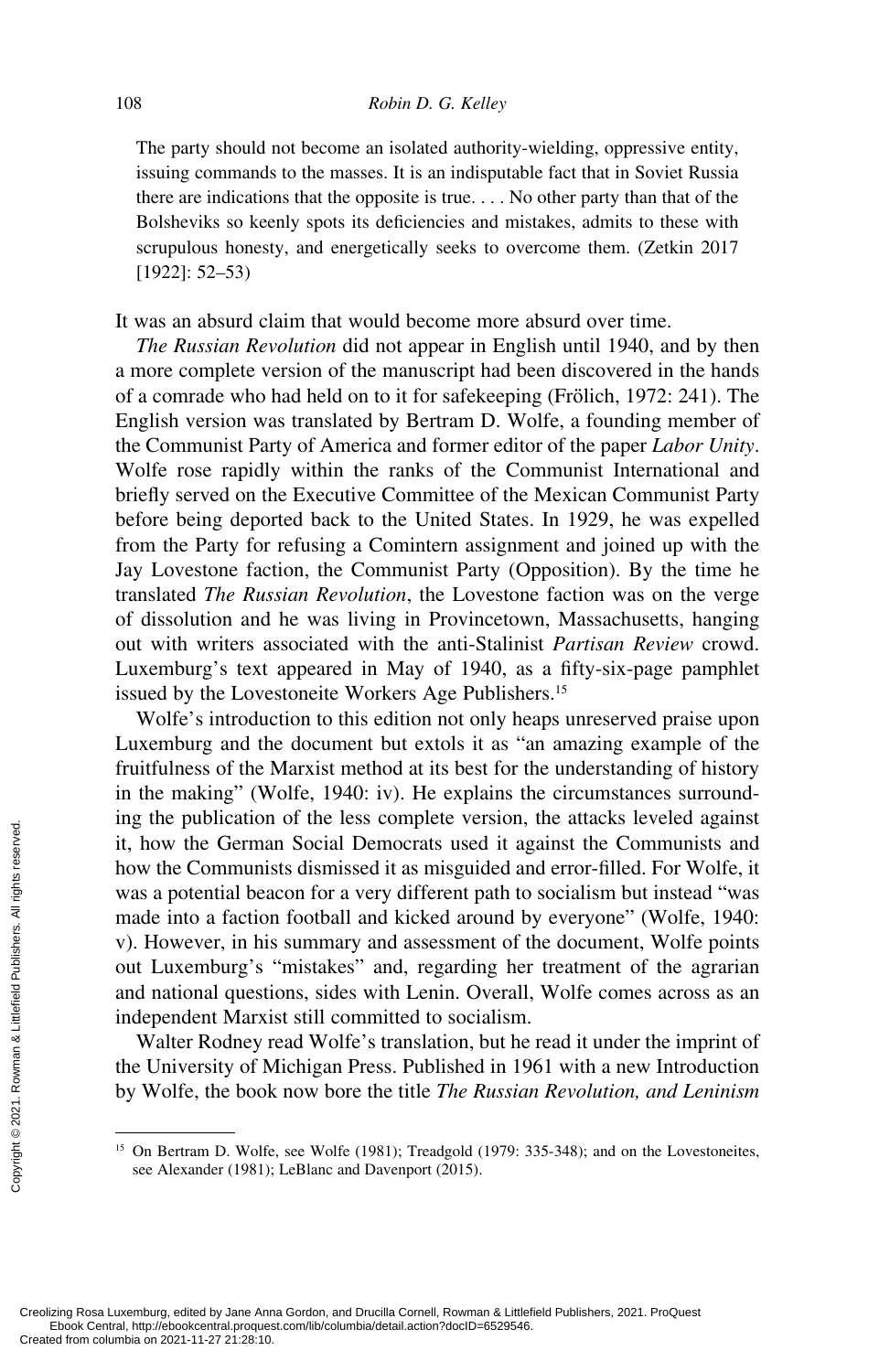> The party should not become an isolated authority-wielding, oppressive entity, issuing commands to the masses. It is an indisputable fact that in Soviet Russia there are indications that the opposite is true. . . . No other party than that of the Bolsheviks so keenly spots its deficiencies and mistakes, admits to these with scrupulous honesty, and energetically seeks to overcome them. (Zetkin 2017 [1922]: 52–53)

It was an absurd claim that would become more absurd over time.

*The Russian Revolution* did not appear in English until 1940, and by then a more complete version of the manuscript had been discovered in the hands of a comrade who had held on to it for safekeeping (Frölich, 1972: 241). The English version was translated by Bertram D. Wolfe, a founding member of the Communist Party of America and former editor of the paper *Labor Unity*. Wolfe rose rapidly within the ranks of the Communist International and briefly served on the Executive Committee of the Mexican Communist Party before being deported back to the United States. In 1929, he was expelled from the Party for refusing a Comintern assignment and joined up with the Jay Lovestone faction, the Communist Party (Opposition). By the time he translated *The Russian Revolution*, the Lovestone faction was on the verge of dissolution and he was living in Provincetown, Massachusetts, hanging out with writers associated with the anti-Stalinist *Partisan Review* crowd. Luxemburg's text appeared in May of 1940, as a fifty-six-page pamphlet issued by the Lovestoneite Workers Age Publishers.[15]

Wolfe's introduction to this edition not only heaps unreserved praise upon Luxemburg and the document but extols it as "an amazing example of the fruitfulness of the Marxist method at its best for the understanding of history in the making" (Wolfe, 1940: iv). He explains the circumstances surrounding the publication of the less complete version, the attacks leveled against it, how the German Social Democrats used it against the Communists and how the Communists dismissed it as misguided and error-filled. For Wolfe, it was a potential beacon for a very different path to socialism but instead "was made into a faction football and kicked around by everyone" (Wolfe, 1940: v). However, in his summary and assessment of the document, Wolfe points out Luxemburg's "mistakes" and, regarding her treatment of the agrarian and national questions, sides with Lenin. Overall, Wolfe comes across as an independent Marxist still committed to socialism.

Walter Rodney read Wolfe's translation, but he read it under the imprint of the University of Michigan Press. Published in 1961 with a new Introduction by Wolfe, the book now bore the title *The Russian Revolution, and Leninism*

---

[15] On Bertram D. Wolfe, see Wolfe (1981); Treadgold (1979: 335-348); and on the Lovestoneites, see Alexander (1981); LeBlanc and Davenport (2015).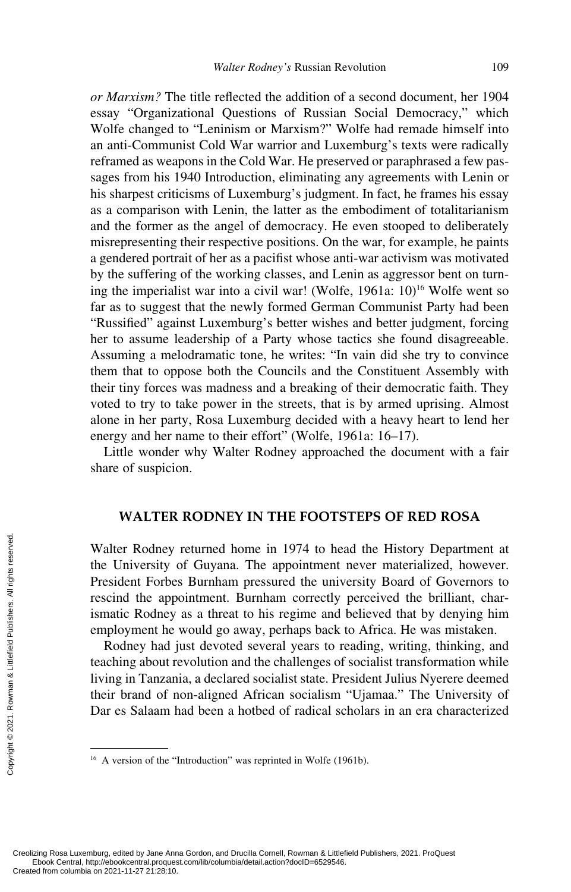*or Marxism?* The title reflected the addition of a second document, her 1904 essay "Organizational Questions of Russian Social Democracy," which Wolfe changed to "Leninism or Marxism?" Wolfe had remade himself into an anti-Communist Cold War warrior and Luxemburg's texts were radically reframed as weapons in the Cold War. He preserved or paraphrased a few passages from his 1940 Introduction, eliminating any agreements with Lenin or his sharpest criticisms of Luxemburg's judgment. In fact, he frames his essay as a comparison with Lenin, the latter as the embodiment of totalitarianism and the former as the angel of democracy. He even stooped to deliberately misrepresenting their respective positions. On the war, for example, he paints a gendered portrait of her as a pacifist whose anti-war activism was motivated by the suffering of the working classes, and Lenin as aggressor bent on turning the imperialist war into a civil war! (Wolfe, 1961a: 10)[16] Wolfe went so far as to suggest that the newly formed German Communist Party had been "Russified" against Luxemburg's better wishes and better judgment, forcing her to assume leadership of a Party whose tactics she found disagreeable. Assuming a melodramatic tone, he writes: "In vain did she try to convince them that to oppose both the Councils and the Constituent Assembly with their tiny forces was madness and a breaking of their democratic faith. They voted to try to take power in the streets, that is by armed uprising. Almost alone in her party, Rosa Luxemburg decided with a heavy heart to lend her energy and her name to their effort" (Wolfe, 1961a: 16–17).

Little wonder why Walter Rodney approached the document with a fair share of suspicion.

## WALTER RODNEY IN THE FOOTSTEPS OF RED ROSA

Walter Rodney returned home in 1974 to head the History Department at the University of Guyana. The appointment never materialized, however. President Forbes Burnham pressured the university Board of Governors to rescind the appointment. Burnham correctly perceived the brilliant, charismatic Rodney as a threat to his regime and believed that by denying him employment he would go away, perhaps back to Africa. He was mistaken.

Rodney had just devoted several years to reading, writing, thinking, and teaching about revolution and the challenges of socialist transformation while living in Tanzania, a declared socialist state. President Julius Nyerere deemed their brand of non-aligned African socialism "Ujamaa." The University of Dar es Salaam had been a hotbed of radical scholars in an era characterized

[16] A version of the "Introduction" was reprinted in Wolfe (1961b).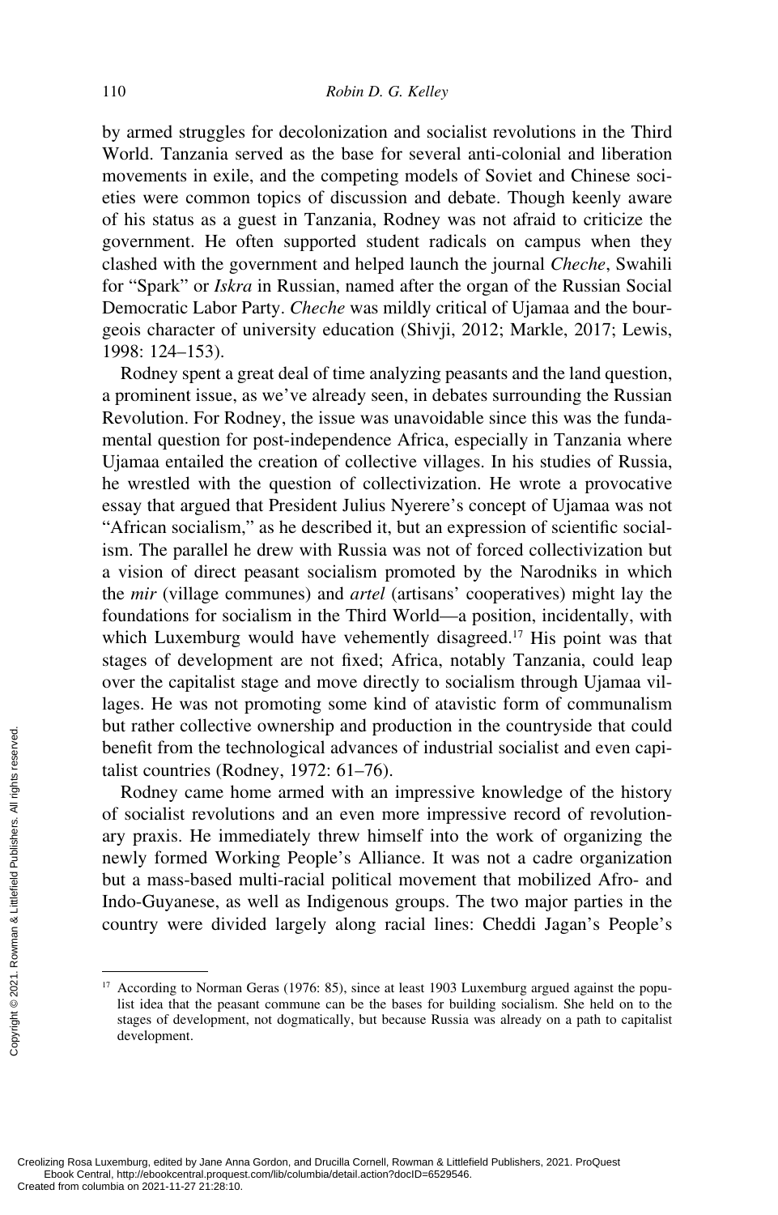by armed struggles for decolonization and socialist revolutions in the Third World. Tanzania served as the base for several anti-colonial and liberation movements in exile, and the competing models of Soviet and Chinese societies were common topics of discussion and debate. Though keenly aware of his status as a guest in Tanzania, Rodney was not afraid to criticize the government. He often supported student radicals on campus when they clashed with the government and helped launch the journal *Cheche*, Swahili for "Spark" or *Iskra* in Russian, named after the organ of the Russian Social Democratic Labor Party. *Cheche* was mildly critical of Ujamaa and the bourgeois character of university education (Shivji, 2012; Markle, 2017; Lewis, 1998: 124–153).

Rodney spent a great deal of time analyzing peasants and the land question, a prominent issue, as we've already seen, in debates surrounding the Russian Revolution. For Rodney, the issue was unavoidable since this was the fundamental question for post-independence Africa, especially in Tanzania where Ujamaa entailed the creation of collective villages. In his studies of Russia, he wrestled with the question of collectivization. He wrote a provocative essay that argued that President Julius Nyerere's concept of Ujamaa was not "African socialism," as he described it, but an expression of scientific socialism. The parallel he drew with Russia was not of forced collectivization but a vision of direct peasant socialism promoted by the Narodniks in which the *mir* (village communes) and *artel* (artisans' cooperatives) might lay the foundations for socialism in the Third World—a position, incidentally, with which Luxemburg would have vehemently disagreed.[17] His point was that stages of development are not fixed; Africa, notably Tanzania, could leap over the capitalist stage and move directly to socialism through Ujamaa villages. He was not promoting some kind of atavistic form of communalism but rather collective ownership and production in the countryside that could benefit from the technological advances of industrial socialist and even capitalist countries (Rodney, 1972: 61–76).

Rodney came home armed with an impressive knowledge of the history of socialist revolutions and an even more impressive record of revolutionary praxis. He immediately threw himself into the work of organizing the newly formed Working People's Alliance. It was not a cadre organization but a mass-based multi-racial political movement that mobilized Afro- and Indo-Guyanese, as well as Indigenous groups. The two major parties in the country were divided largely along racial lines: Cheddi Jagan's People's

[17] According to Norman Geras (1976: 85), since at least 1903 Luxemburg argued against the populist idea that the peasant commune can be the bases for building socialism. She held on to the stages of development, not dogmatically, but because Russia was already on a path to capitalist development.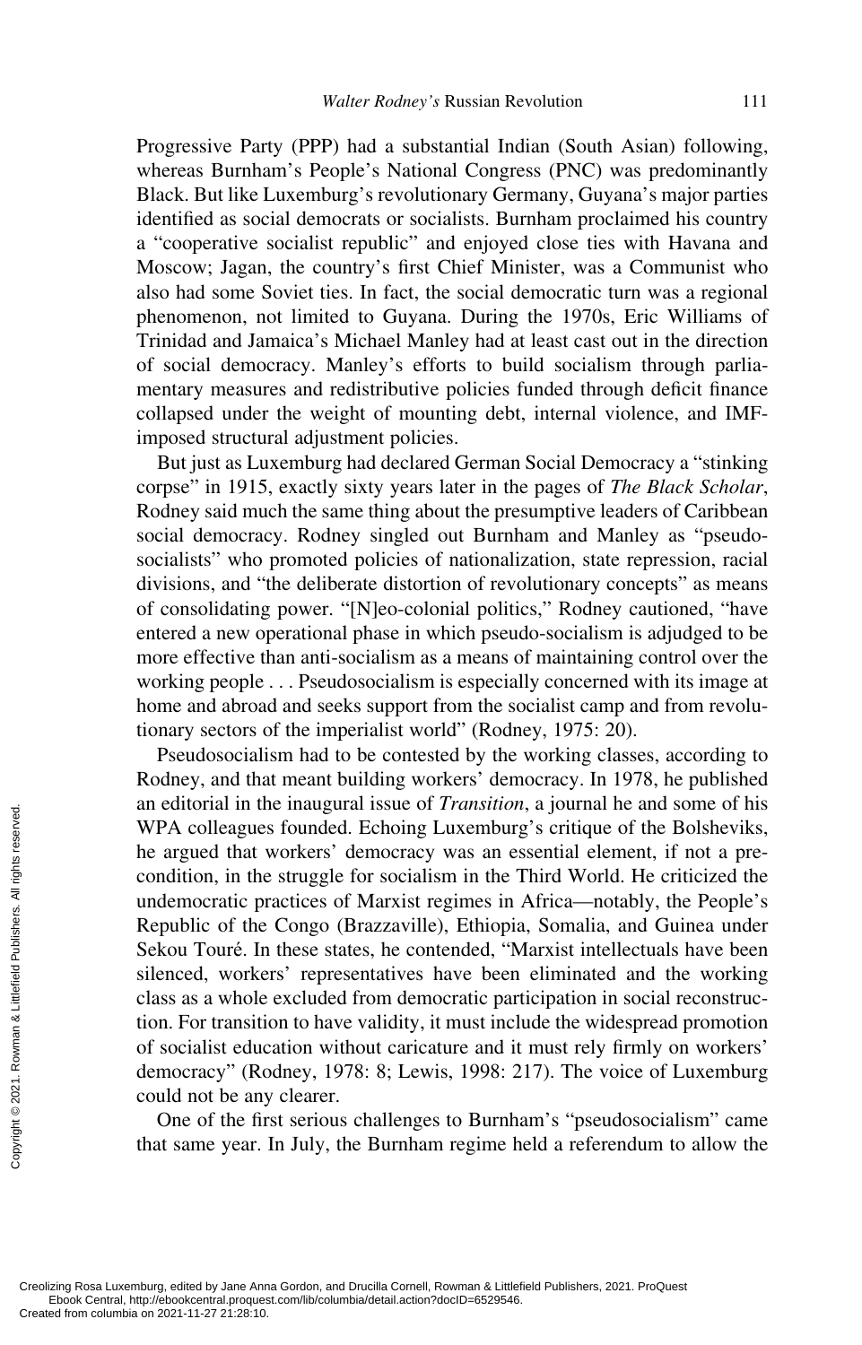Progressive Party (PPP) had a substantial Indian (South Asian) following, whereas Burnham's People's National Congress (PNC) was predominantly Black. But like Luxemburg's revolutionary Germany, Guyana's major parties identified as social democrats or socialists. Burnham proclaimed his country a "cooperative socialist republic" and enjoyed close ties with Havana and Moscow; Jagan, the country's first Chief Minister, was a Communist who also had some Soviet ties. In fact, the social democratic turn was a regional phenomenon, not limited to Guyana. During the 1970s, Eric Williams of Trinidad and Jamaica's Michael Manley had at least cast out in the direction of social democracy. Manley's efforts to build socialism through parliamentary measures and redistributive policies funded through deficit finance collapsed under the weight of mounting debt, internal violence, and IMF-imposed structural adjustment policies.

But just as Luxemburg had declared German Social Democracy a "stinking corpse" in 1915, exactly sixty years later in the pages of *The Black Scholar*, Rodney said much the same thing about the presumptive leaders of Caribbean social democracy. Rodney singled out Burnham and Manley as "pseudo-socialists" who promoted policies of nationalization, state repression, racial divisions, and "the deliberate distortion of revolutionary concepts" as means of consolidating power. "[N]eo-colonial politics," Rodney cautioned, "have entered a new operational phase in which pseudo-socialism is adjudged to be more effective than anti-socialism as a means of maintaining control over the working people . . . Pseudosocialism is especially concerned with its image at home and abroad and seeks support from the socialist camp and from revolutionary sectors of the imperialist world" (Rodney, 1975: 20).

Pseudosocialism had to be contested by the working classes, according to Rodney, and that meant building workers' democracy. In 1978, he published an editorial in the inaugural issue of *Transition*, a journal he and some of his WPA colleagues founded. Echoing Luxemburg's critique of the Bolsheviks, he argued that workers' democracy was an essential element, if not a pre-condition, in the struggle for socialism in the Third World. He criticized the undemocratic practices of Marxist regimes in Africa—notably, the People's Republic of the Congo (Brazzaville), Ethiopia, Somalia, and Guinea under Sekou Touré. In these states, he contended, "Marxist intellectuals have been silenced, workers' representatives have been eliminated and the working class as a whole excluded from democratic participation in social reconstruction. For transition to have validity, it must include the widespread promotion of socialist education without caricature and it must rely firmly on workers' democracy" (Rodney, 1978: 8; Lewis, 1998: 217). The voice of Luxemburg could not be any clearer.

One of the first serious challenges to Burnham's "pseudosocialism" came that same year. In July, the Burnham regime held a referendum to allow the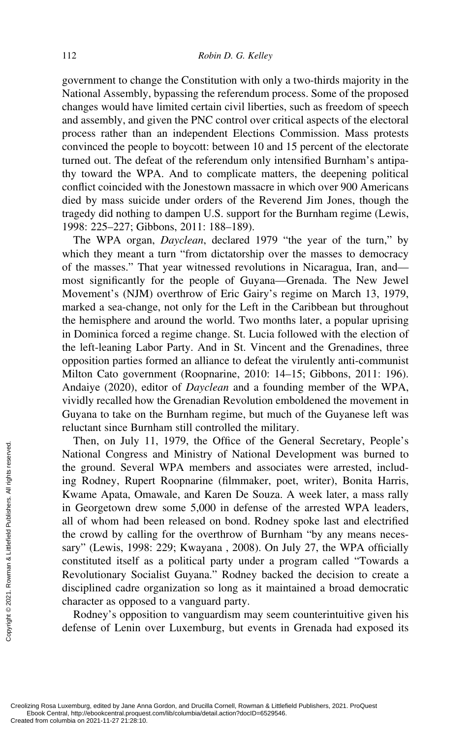government to change the Constitution with only a two-thirds majority in the National Assembly, bypassing the referendum process. Some of the proposed changes would have limited certain civil liberties, such as freedom of speech and assembly, and given the PNC control over critical aspects of the electoral process rather than an independent Elections Commission. Mass protests convinced the people to boycott: between 10 and 15 percent of the electorate turned out. The defeat of the referendum only intensified Burnham's antipathy toward the WPA. And to complicate matters, the deepening political conflict coincided with the Jonestown massacre in which over 900 Americans died by mass suicide under orders of the Reverend Jim Jones, though the tragedy did nothing to dampen U.S. support for the Burnham regime (Lewis, 1998: 225–227; Gibbons, 2011: 188–189).

The WPA organ, *Dayclean*, declared 1979 "the year of the turn," by which they meant a turn "from dictatorship over the masses to democracy of the masses." That year witnessed revolutions in Nicaragua, Iran, and—most significantly for the people of Guyana—Grenada. The New Jewel Movement's (NJM) overthrow of Eric Gairy's regime on March 13, 1979, marked a sea-change, not only for the Left in the Caribbean but throughout the hemisphere and around the world. Two months later, a popular uprising in Dominica forced a regime change. St. Lucia followed with the election of the left-leaning Labor Party. And in St. Vincent and the Grenadines, three opposition parties formed an alliance to defeat the virulently anti-communist Milton Cato government (Roopnarine, 2010: 14–15; Gibbons, 2011: 196). Andaiye (2020), editor of *Dayclean* and a founding member of the WPA, vividly recalled how the Grenadian Revolution emboldened the movement in Guyana to take on the Burnham regime, but much of the Guyanese left was reluctant since Burnham still controlled the military.

Then, on July 11, 1979, the Office of the General Secretary, People's National Congress and Ministry of National Development was burned to the ground. Several WPA members and associates were arrested, including Rodney, Rupert Roopnarine (filmmaker, poet, writer), Bonita Harris, Kwame Apata, Omawale, and Karen De Souza. A week later, a mass rally in Georgetown drew some 5,000 in defense of the arrested WPA leaders, all of whom had been released on bond. Rodney spoke last and electrified the crowd by calling for the overthrow of Burnham "by any means necessary" (Lewis, 1998: 229; Kwayana , 2008). On July 27, the WPA officially constituted itself as a political party under a program called "Towards a Revolutionary Socialist Guyana." Rodney backed the decision to create a disciplined cadre organization so long as it maintained a broad democratic character as opposed to a vanguard party.

Rodney's opposition to vanguardism may seem counterintuitive given his defense of Lenin over Luxemburg, but events in Grenada had exposed its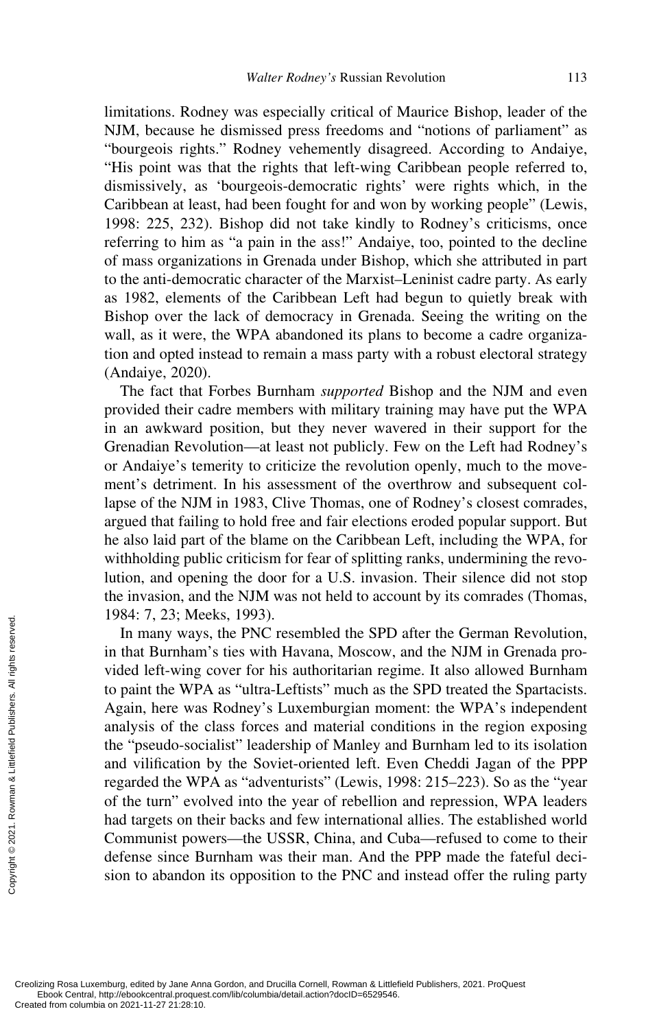limitations. Rodney was especially critical of Maurice Bishop, leader of the NJM, because he dismissed press freedoms and "notions of parliament" as "bourgeois rights." Rodney vehemently disagreed. According to Andaiye, "His point was that the rights that left-wing Caribbean people referred to, dismissively, as 'bourgeois-democratic rights' were rights which, in the Caribbean at least, had been fought for and won by working people" (Lewis, 1998: 225, 232). Bishop did not take kindly to Rodney's criticisms, once referring to him as "a pain in the ass!" Andaiye, too, pointed to the decline of mass organizations in Grenada under Bishop, which she attributed in part to the anti-democratic character of the Marxist–Leninist cadre party. As early as 1982, elements of the Caribbean Left had begun to quietly break with Bishop over the lack of democracy in Grenada. Seeing the writing on the wall, as it were, the WPA abandoned its plans to become a cadre organization and opted instead to remain a mass party with a robust electoral strategy (Andaiye, 2020).

The fact that Forbes Burnham *supported* Bishop and the NJM and even provided their cadre members with military training may have put the WPA in an awkward position, but they never wavered in their support for the Grenadian Revolution—at least not publicly. Few on the Left had Rodney's or Andaiye's temerity to criticize the revolution openly, much to the movement's detriment. In his assessment of the overthrow and subsequent collapse of the NJM in 1983, Clive Thomas, one of Rodney's closest comrades, argued that failing to hold free and fair elections eroded popular support. But he also laid part of the blame on the Caribbean Left, including the WPA, for withholding public criticism for fear of splitting ranks, undermining the revolution, and opening the door for a U.S. invasion. Their silence did not stop the invasion, and the NJM was not held to account by its comrades (Thomas, 1984: 7, 23; Meeks, 1993).

In many ways, the PNC resembled the SPD after the German Revolution, in that Burnham's ties with Havana, Moscow, and the NJM in Grenada provided left-wing cover for his authoritarian regime. It also allowed Burnham to paint the WPA as "ultra-Leftists" much as the SPD treated the Spartacists. Again, here was Rodney's Luxemburgian moment: the WPA's independent analysis of the class forces and material conditions in the region exposing the "pseudo-socialist" leadership of Manley and Burnham led to its isolation and vilification by the Soviet-oriented left. Even Cheddi Jagan of the PPP regarded the WPA as "adventurists" (Lewis, 1998: 215–223). So as the "year of the turn" evolved into the year of rebellion and repression, WPA leaders had targets on their backs and few international allies. The established world Communist powers—the USSR, China, and Cuba—refused to come to their defense since Burnham was their man. And the PPP made the fateful decision to abandon its opposition to the PNC and instead offer the ruling party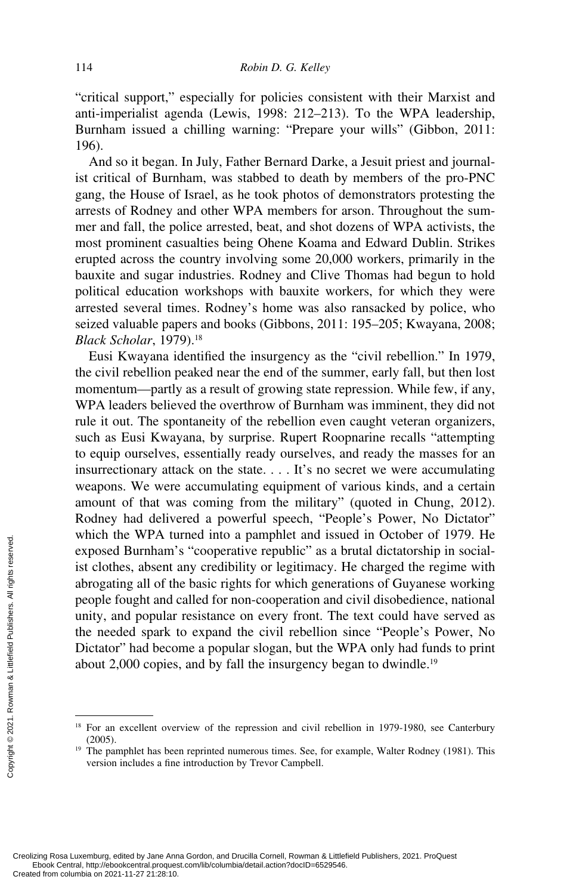"critical support," especially for policies consistent with their Marxist and anti-imperialist agenda (Lewis, 1998: 212–213). To the WPA leadership, Burnham issued a chilling warning: "Prepare your wills" (Gibbon, 2011: 196).

And so it began. In July, Father Bernard Darke, a Jesuit priest and journalist critical of Burnham, was stabbed to death by members of the pro-PNC gang, the House of Israel, as he took photos of demonstrators protesting the arrests of Rodney and other WPA members for arson. Throughout the summer and fall, the police arrested, beat, and shot dozens of WPA activists, the most prominent casualties being Ohene Koama and Edward Dublin. Strikes erupted across the country involving some 20,000 workers, primarily in the bauxite and sugar industries. Rodney and Clive Thomas had begun to hold political education workshops with bauxite workers, for which they were arrested several times. Rodney's home was also ransacked by police, who seized valuable papers and books (Gibbons, 2011: 195–205; Kwayana, 2008; *Black Scholar*, 1979).[18]

Eusi Kwayana identified the insurgency as the "civil rebellion." In 1979, the civil rebellion peaked near the end of the summer, early fall, but then lost momentum—partly as a result of growing state repression. While few, if any, WPA leaders believed the overthrow of Burnham was imminent, they did not rule it out. The spontaneity of the rebellion even caught veteran organizers, such as Eusi Kwayana, by surprise. Rupert Roopnarine recalls "attempting to equip ourselves, essentially ready ourselves, and ready the masses for an insurrectionary attack on the state. . . . It's no secret we were accumulating weapons. We were accumulating equipment of various kinds, and a certain amount of that was coming from the military" (quoted in Chung, 2012). Rodney had delivered a powerful speech, "People's Power, No Dictator" which the WPA turned into a pamphlet and issued in October of 1979. He exposed Burnham's "cooperative republic" as a brutal dictatorship in socialist clothes, absent any credibility or legitimacy. He charged the regime with abrogating all of the basic rights for which generations of Guyanese working people fought and called for non-cooperation and civil disobedience, national unity, and popular resistance on every front. The text could have served as the needed spark to expand the civil rebellion since "People's Power, No Dictator" had become a popular slogan, but the WPA only had funds to print about 2,000 copies, and by fall the insurgency began to dwindle.[19]

---

[18] For an excellent overview of the repression and civil rebellion in 1979-1980, see Canterbury (2005).

[19] The pamphlet has been reprinted numerous times. See, for example, Walter Rodney (1981). This version includes a fine introduction by Trevor Campbell.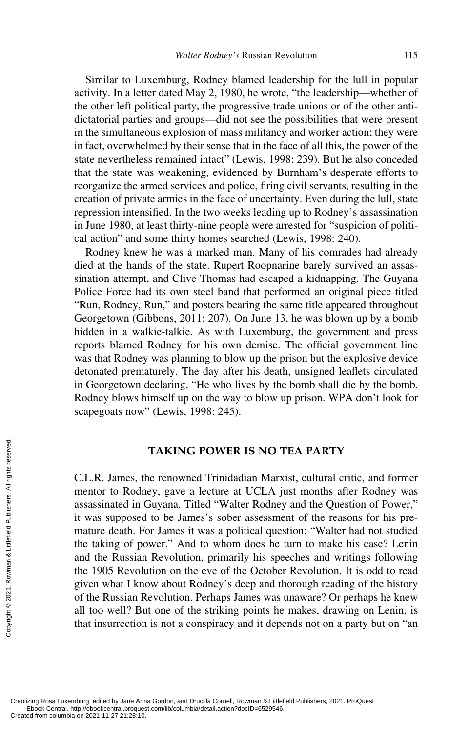Similar to Luxemburg, Rodney blamed leadership for the lull in popular activity. In a letter dated May 2, 1980, he wrote, "the leadership—whether of the other left political party, the progressive trade unions or of the other anti-dictatorial parties and groups—did not see the possibilities that were present in the simultaneous explosion of mass militancy and worker action; they were in fact, overwhelmed by their sense that in the face of all this, the power of the state nevertheless remained intact" (Lewis, 1998: 239). But he also conceded that the state was weakening, evidenced by Burnham's desperate efforts to reorganize the armed services and police, firing civil servants, resulting in the creation of private armies in the face of uncertainty. Even during the lull, state repression intensified. In the two weeks leading up to Rodney's assassination in June 1980, at least thirty-nine people were arrested for "suspicion of political action" and some thirty homes searched (Lewis, 1998: 240).

Rodney knew he was a marked man. Many of his comrades had already died at the hands of the state. Rupert Roopnarine barely survived an assassination attempt, and Clive Thomas had escaped a kidnapping. The Guyana Police Force had its own steel band that performed an original piece titled "Run, Rodney, Run," and posters bearing the same title appeared throughout Georgetown (Gibbons, 2011: 207). On June 13, he was blown up by a bomb hidden in a walkie-talkie. As with Luxemburg, the government and press reports blamed Rodney for his own demise. The official government line was that Rodney was planning to blow up the prison but the explosive device detonated prematurely. The day after his death, unsigned leaflets circulated in Georgetown declaring, "He who lives by the bomb shall die by the bomb. Rodney blows himself up on the way to blow up prison. WPA don't look for scapegoats now" (Lewis, 1998: 245).

## TAKING POWER IS NO TEA PARTY

C.L.R. James, the renowned Trinidadian Marxist, cultural critic, and former mentor to Rodney, gave a lecture at UCLA just months after Rodney was assassinated in Guyana. Titled "Walter Rodney and the Question of Power," it was supposed to be James's sober assessment of the reasons for his premature death. For James it was a political question: "Walter had not studied the taking of power." And to whom does he turn to make his case? Lenin and the Russian Revolution, primarily his speeches and writings following the 1905 Revolution on the eve of the October Revolution. It is odd to read given what I know about Rodney's deep and thorough reading of the history of the Russian Revolution. Perhaps James was unaware? Or perhaps he knew all too well? But one of the striking points he makes, drawing on Lenin, is that insurrection is not a conspiracy and it depends not on a party but on "an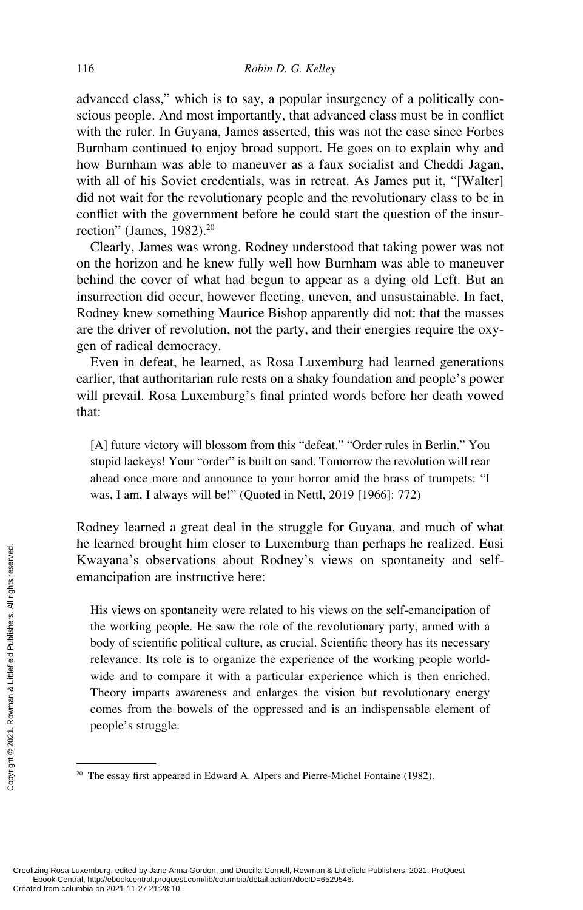advanced class," which is to say, a popular insurgency of a politically conscious people. And most importantly, that advanced class must be in conflict with the ruler. In Guyana, James asserted, this was not the case since Forbes Burnham continued to enjoy broad support. He goes on to explain why and how Burnham was able to maneuver as a faux socialist and Cheddi Jagan, with all of his Soviet credentials, was in retreat. As James put it, "[Walter] did not wait for the revolutionary people and the revolutionary class to be in conflict with the government before he could start the question of the insurrection" (James, 1982).[20]

Clearly, James was wrong. Rodney understood that taking power was not on the horizon and he knew fully well how Burnham was able to maneuver behind the cover of what had begun to appear as a dying old Left. But an insurrection did occur, however fleeting, uneven, and unsustainable. In fact, Rodney knew something Maurice Bishop apparently did not: that the masses are the driver of revolution, not the party, and their energies require the oxygen of radical democracy.

Even in defeat, he learned, as Rosa Luxemburg had learned generations earlier, that authoritarian rule rests on a shaky foundation and people's power will prevail. Rosa Luxemburg's final printed words before her death vowed that:

> [A] future victory will blossom from this "defeat." "Order rules in Berlin." You stupid lackeys! Your "order" is built on sand. Tomorrow the revolution will rear ahead once more and announce to your horror amid the brass of trumpets: "I was, I am, I always will be!" (Quoted in Nettl, 2019 [1966]: 772)

Rodney learned a great deal in the struggle for Guyana, and much of what he learned brought him closer to Luxemburg than perhaps he realized. Eusi Kwayana's observations about Rodney's views on spontaneity and self-emancipation are instructive here:

> His views on spontaneity were related to his views on the self-emancipation of the working people. He saw the role of the revolutionary party, armed with a body of scientific political culture, as crucial. Scientific theory has its necessary relevance. Its role is to organize the experience of the working people worldwide and to compare it with a particular experience which is then enriched. Theory imparts awareness and enlarges the vision but revolutionary energy comes from the bowels of the oppressed and is an indispensable element of people's struggle.

[20] The essay first appeared in Edward A. Alpers and Pierre-Michel Fontaine (1982).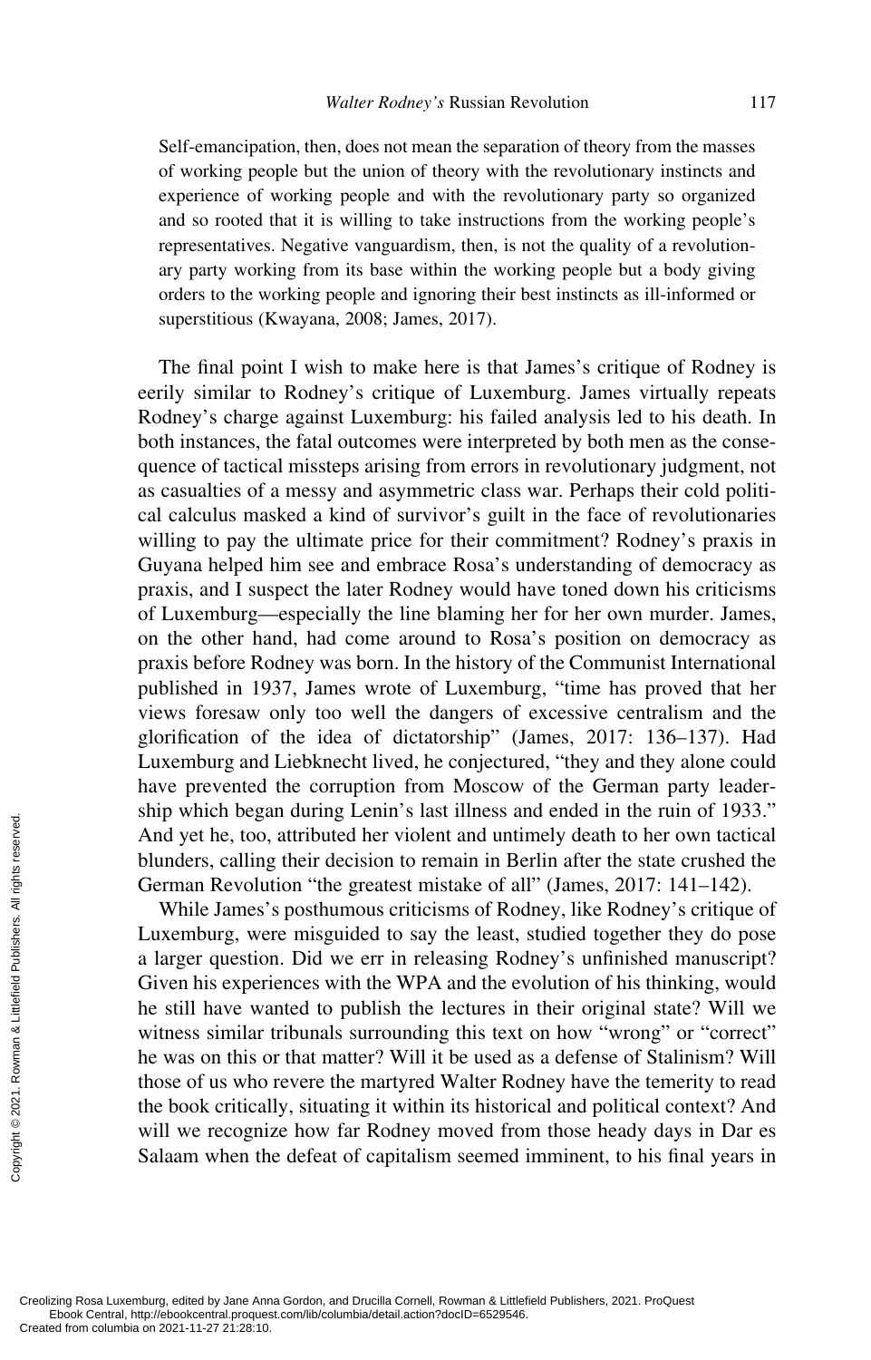Self-emancipation, then, does not mean the separation of theory from the masses of working people but the union of theory with the revolutionary instincts and experience of working people and with the revolutionary party so organized and so rooted that it is willing to take instructions from the working people's representatives. Negative vanguardism, then, is not the quality of a revolutionary party working from its base within the working people but a body giving orders to the working people and ignoring their best instincts as ill-informed or superstitious (Kwayana, 2008; James, 2017).

The final point I wish to make here is that James's critique of Rodney is eerily similar to Rodney's critique of Luxemburg. James virtually repeats Rodney's charge against Luxemburg: his failed analysis led to his death. In both instances, the fatal outcomes were interpreted by both men as the consequence of tactical missteps arising from errors in revolutionary judgment, not as casualties of a messy and asymmetric class war. Perhaps their cold political calculus masked a kind of survivor's guilt in the face of revolutionaries willing to pay the ultimate price for their commitment? Rodney's praxis in Guyana helped him see and embrace Rosa's understanding of democracy as praxis, and I suspect the later Rodney would have toned down his criticisms of Luxemburg—especially the line blaming her for her own murder. James, on the other hand, had come around to Rosa's position on democracy as praxis before Rodney was born. In the history of the Communist International published in 1937, James wrote of Luxemburg, "time has proved that her views foresaw only too well the dangers of excessive centralism and the glorification of the idea of dictatorship" (James, 2017: 136–137). Had Luxemburg and Liebknecht lived, he conjectured, "they and they alone could have prevented the corruption from Moscow of the German party leadership which began during Lenin's last illness and ended in the ruin of 1933." And yet he, too, attributed her violent and untimely death to her own tactical blunders, calling their decision to remain in Berlin after the state crushed the German Revolution "the greatest mistake of all" (James, 2017: 141–142).

While James's posthumous criticisms of Rodney, like Rodney's critique of Luxemburg, were misguided to say the least, studied together they do pose a larger question. Did we err in releasing Rodney's unfinished manuscript? Given his experiences with the WPA and the evolution of his thinking, would he still have wanted to publish the lectures in their original state? Will we witness similar tribunals surrounding this text on how "wrong" or "correct" he was on this or that matter? Will it be used as a defense of Stalinism? Will those of us who revere the martyred Walter Rodney have the temerity to read the book critically, situating it within its historical and political context? And will we recognize how far Rodney moved from those heady days in Dar es Salaam when the defeat of capitalism seemed imminent, to his final years in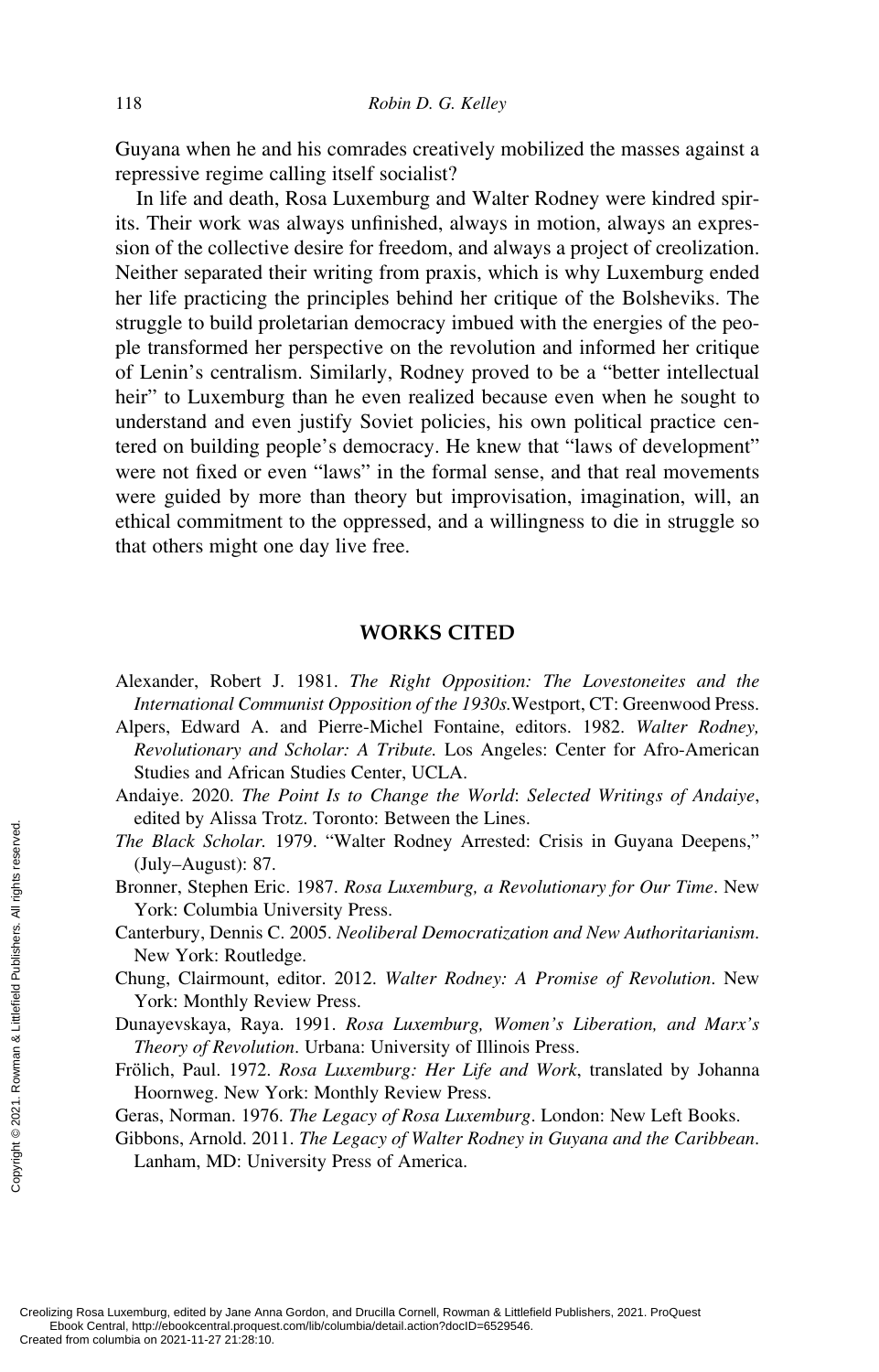Guyana when he and his comrades creatively mobilized the masses against a repressive regime calling itself socialist?

In life and death, Rosa Luxemburg and Walter Rodney were kindred spirits. Their work was always unfinished, always in motion, always an expression of the collective desire for freedom, and always a project of creolization. Neither separated their writing from praxis, which is why Luxemburg ended her life practicing the principles behind her critique of the Bolsheviks. The struggle to build proletarian democracy imbued with the energies of the people transformed her perspective on the revolution and informed her critique of Lenin's centralism. Similarly, Rodney proved to be a "better intellectual heir" to Luxemburg than he even realized because even when he sought to understand and even justify Soviet policies, his own political practice centered on building people's democracy. He knew that "laws of development" were not fixed or even "laws" in the formal sense, and that real movements were guided by more than theory but improvisation, imagination, will, an ethical commitment to the oppressed, and a willingness to die in struggle so that others might one day live free.

## WORKS CITED

Alexander, Robert J. 1981. *The Right Opposition: The Lovestoneites and the International Communist Opposition of the 1930s.* Westport, CT: Greenwood Press.

Alpers, Edward A. and Pierre-Michel Fontaine, editors. 1982. *Walter Rodney, Revolutionary and Scholar: A Tribute.* Los Angeles: Center for Afro-American Studies and African Studies Center, UCLA.

Andaiye. 2020. *The Point Is to Change the World*: *Selected Writings of Andaiye*, edited by Alissa Trotz. Toronto: Between the Lines.

*The Black Scholar.* 1979. "Walter Rodney Arrested: Crisis in Guyana Deepens," (July–August): 87.

Bronner, Stephen Eric. 1987. *Rosa Luxemburg, a Revolutionary for Our Time*. New York: Columbia University Press.

Canterbury, Dennis C. 2005. *Neoliberal Democratization and New Authoritarianism*. New York: Routledge.

Chung, Clairmount, editor. 2012. *Walter Rodney: A Promise of Revolution*. New York: Monthly Review Press.

Dunayevskaya, Raya. 1991. *Rosa Luxemburg, Women's Liberation, and Marx's Theory of Revolution*. Urbana: University of Illinois Press.

Frölich, Paul. 1972. *Rosa Luxemburg: Her Life and Work*, translated by Johanna Hoornweg. New York: Monthly Review Press.

Geras, Norman. 1976. *The Legacy of Rosa Luxemburg*. London: New Left Books.

Gibbons, Arnold. 2011. *The Legacy of Walter Rodney in Guyana and the Caribbean*. Lanham, MD: University Press of America.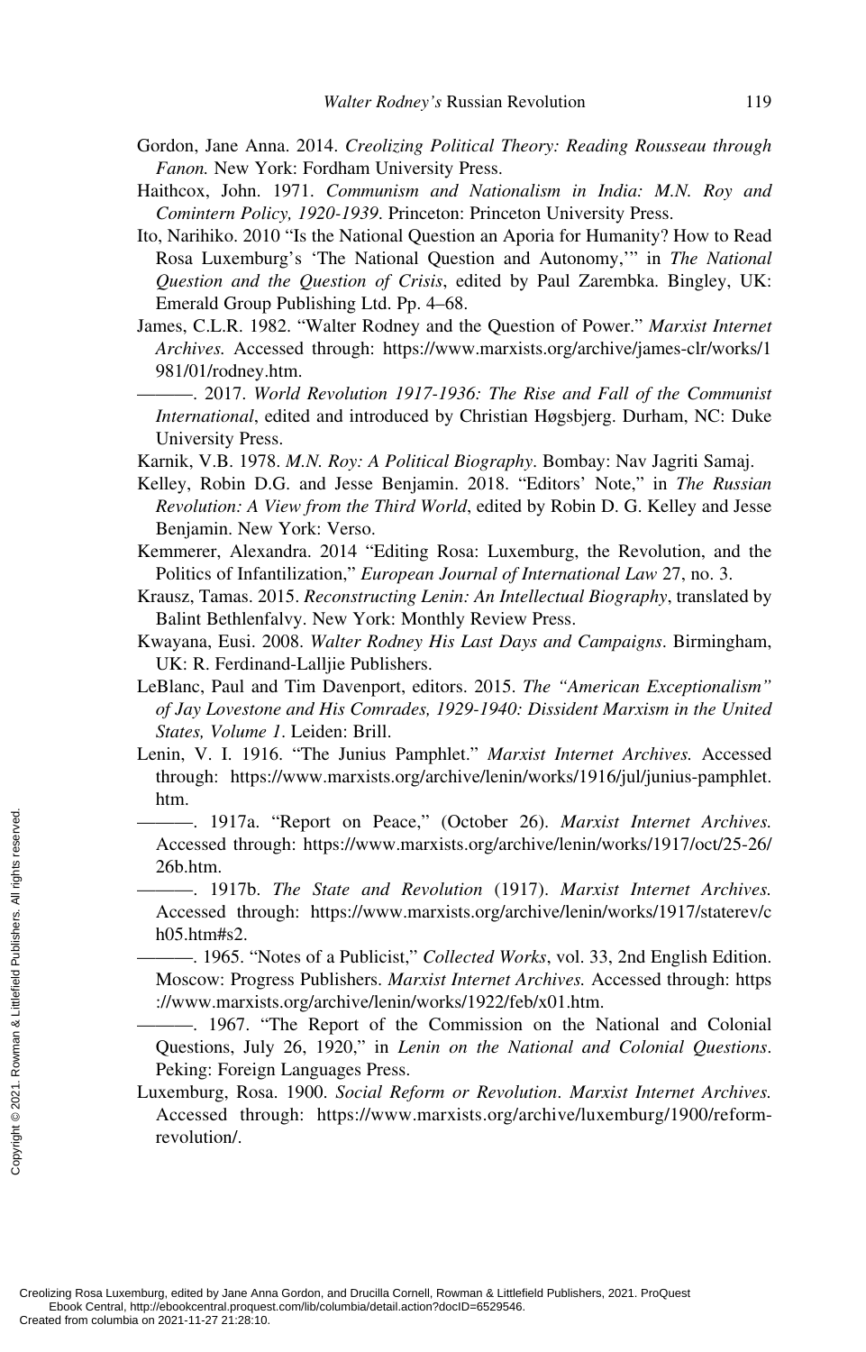Gordon, Jane Anna. 2014. *Creolizing Political Theory: Reading Rousseau through Fanon.* New York: Fordham University Press.

Haithcox, John. 1971. *Communism and Nationalism in India: M.N. Roy and Comintern Policy, 1920-1939*. Princeton: Princeton University Press.

Ito, Narihiko. 2010 "Is the National Question an Aporia for Humanity? How to Read Rosa Luxemburg's 'The National Question and Autonomy,'" in *The National Question and the Question of Crisis*, edited by Paul Zarembka. Bingley, UK: Emerald Group Publishing Ltd. Pp. 4–68.

James, C.L.R. 1982. "Walter Rodney and the Question of Power." *Marxist Internet Archives.* Accessed through: https://www.marxists.org/archive/james-clr/works/1981/01/rodney.htm.

———. 2017. *World Revolution 1917-1936: The Rise and Fall of the Communist International*, edited and introduced by Christian Høgsbjerg. Durham, NC: Duke University Press.

Karnik, V.B. 1978. *M.N. Roy: A Political Biography*. Bombay: Nav Jagriti Samaj.

Kelley, Robin D.G. and Jesse Benjamin. 2018. "Editors' Note," in *The Russian Revolution: A View from the Third World*, edited by Robin D. G. Kelley and Jesse Benjamin. New York: Verso.

Kemmerer, Alexandra. 2014 "Editing Rosa: Luxemburg, the Revolution, and the Politics of Infantilization," *European Journal of International Law* 27, no. 3.

Krausz, Tamas. 2015. *Reconstructing Lenin: An Intellectual Biography*, translated by Balint Bethlenfalvy. New York: Monthly Review Press.

Kwayana, Eusi. 2008. *Walter Rodney His Last Days and Campaigns*. Birmingham, UK: R. Ferdinand-Lalljie Publishers.

LeBlanc, Paul and Tim Davenport, editors. 2015. *The "American Exceptionalism" of Jay Lovestone and His Comrades, 1929-1940: Dissident Marxism in the United States, Volume 1*. Leiden: Brill.

Lenin, V. I. 1916. "The Junius Pamphlet." *Marxist Internet Archives.* Accessed through: https://www.marxists.org/archive/lenin/works/1916/jul/junius-pamphlet.htm.

———. 1917a. "Report on Peace," (October 26). *Marxist Internet Archives.* Accessed through: https://www.marxists.org/archive/lenin/works/1917/oct/25-26/26b.htm.

———. 1917b. *The State and Revolution* (1917). *Marxist Internet Archives.* Accessed through: https://www.marxists.org/archive/lenin/works/1917/staterev/ch05.htm#s2.

———. 1965. "Notes of a Publicist," *Collected Works*, vol. 33, 2nd English Edition. Moscow: Progress Publishers. *Marxist Internet Archives.* Accessed through: https://www.marxists.org/archive/lenin/works/1922/feb/x01.htm.

———. 1967. "The Report of the Commission on the National and Colonial Questions, July 26, 1920," in *Lenin on the National and Colonial Questions*. Peking: Foreign Languages Press.

Luxemburg, Rosa. 1900. *Social Reform or Revolution*. *Marxist Internet Archives.* Accessed through: https://www.marxists.org/archive/luxemburg/1900/reform-revolution/.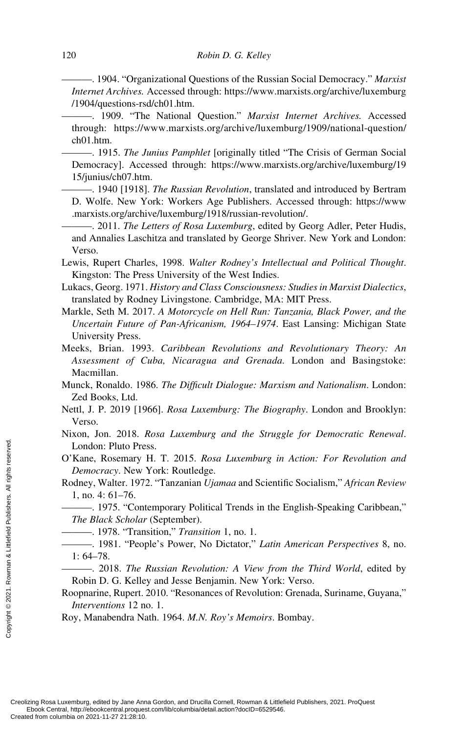———. 1904. “Organizational Questions of the Russian Social Democracy.” *Marxist Internet Archives.* Accessed through: https://www.marxists.org/archive/luxemburg/1904/questions-rsd/ch01.htm.

———. 1909. “The National Question.” *Marxist Internet Archives.* Accessed through: https://www.marxists.org/archive/luxemburg/1909/national-question/ch01.htm.

———. 1915. *The Junius Pamphlet* [originally titled “The Crisis of German Social Democracy]. Accessed through: https://www.marxists.org/archive/luxemburg/1915/junius/ch07.htm.

———. 1940 [1918]. *The Russian Revolution*, translated and introduced by Bertram D. Wolfe. New York: Workers Age Publishers. Accessed through: https://www.marxists.org/archive/luxemburg/1918/russian-revolution/.

———. 2011. *The Letters of Rosa Luxemburg*, edited by Georg Adler, Peter Hudis, and Annalies Laschitza and translated by George Shriver. New York and London: Verso.

Lewis, Rupert Charles, 1998. *Walter Rodney’s Intellectual and Political Thought*. Kingston: The Press University of the West Indies.

Lukacs, Georg. 1971. *History and Class Consciousness: Studies in Marxist Dialectics*, translated by Rodney Livingstone. Cambridge, MA: MIT Press.

Markle, Seth M. 2017. *A Motorcycle on Hell Run: Tanzania, Black Power, and the Uncertain Future of Pan-Africanism, 1964–1974*. East Lansing: Michigan State University Press.

Meeks, Brian. 1993. *Caribbean Revolutions and Revolutionary Theory: An Assessment of Cuba, Nicaragua and Grenada.* London and Basingstoke: Macmillan.

Munck, Ronaldo. 1986. *The Difficult Dialogue: Marxism and Nationalism*. London: Zed Books, Ltd.

Nettl, J. P. 2019 [1966]. *Rosa Luxemburg: The Biography*. London and Brooklyn: Verso.

Nixon, Jon. 2018. *Rosa Luxemburg and the Struggle for Democratic Renewal*. London: Pluto Press.

O’Kane, Rosemary H. T. 2015. *Rosa Luxemburg in Action: For Revolution and Democracy*. New York: Routledge.

Rodney, Walter. 1972. “Tanzanian *Ujamaa* and Scientific Socialism,” *African Review* 1, no. 4: 61–76.

———. 1975. “Contemporary Political Trends in the English-Speaking Caribbean,” *The Black Scholar* (September).

———. 1978. “Transition,” *Transition* 1, no. 1.

———. 1981. “People’s Power, No Dictator,” *Latin American Perspectives* 8, no. 1: 64–78.

———. 2018. *The Russian Revolution: A View from the Third World*, edited by Robin D. G. Kelley and Jesse Benjamin. New York: Verso.

Roopnarine, Rupert. 2010. “Resonances of Revolution: Grenada, Suriname, Guyana,” *Interventions* 12 no. 1.

Roy, Manabendra Nath. 1964. *M.N. Roy’s Memoirs*. Bombay.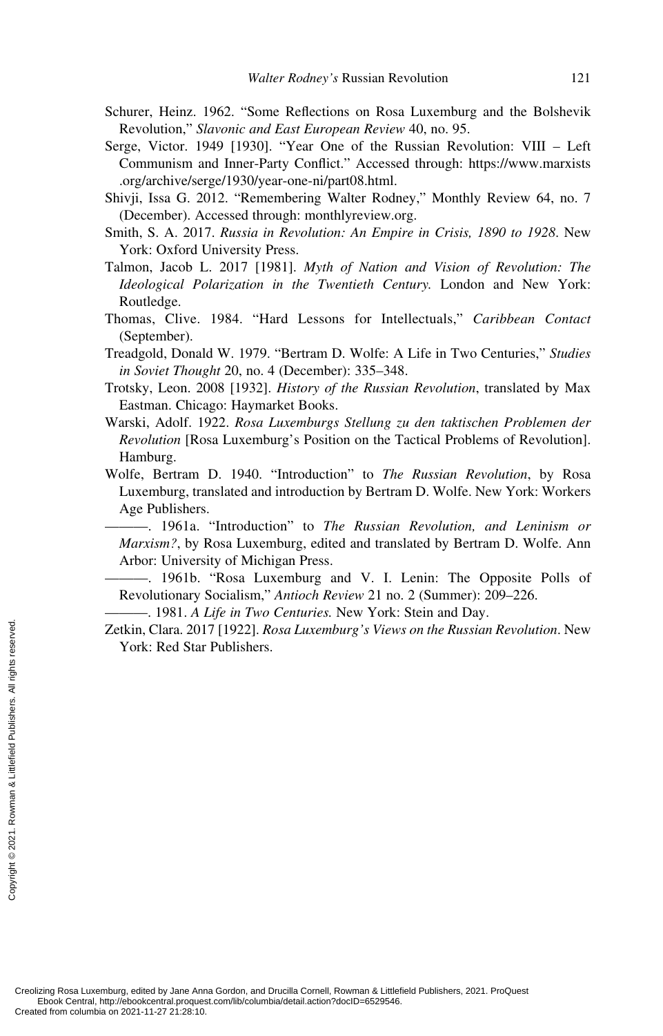Schurer, Heinz. 1962. "Some Reflections on Rosa Luxemburg and the Bolshevik Revolution," *Slavonic and East European Review* 40, no. 95.

Serge, Victor. 1949 [1930]. "Year One of the Russian Revolution: VIII – Left Communism and Inner-Party Conflict." Accessed through: https://www.marxists.org/archive/serge/1930/year-one-ni/part08.html.

Shivji, Issa G. 2012. "Remembering Walter Rodney," Monthly Review 64, no. 7 (December). Accessed through: monthlyreview.org.

Smith, S. A. 2017. *Russia in Revolution: An Empire in Crisis, 1890 to 1928*. New York: Oxford University Press.

Talmon, Jacob L. 2017 [1981]. *Myth of Nation and Vision of Revolution: The Ideological Polarization in the Twentieth Century.* London and New York: Routledge.

Thomas, Clive. 1984. "Hard Lessons for Intellectuals," *Caribbean Contact* (September).

Treadgold, Donald W. 1979. "Bertram D. Wolfe: A Life in Two Centuries," *Studies in Soviet Thought* 20, no. 4 (December): 335–348.

Trotsky, Leon. 2008 [1932]. *History of the Russian Revolution*, translated by Max Eastman. Chicago: Haymarket Books.

Warski, Adolf. 1922. *Rosa Luxemburgs Stellung zu den taktischen Problemen der Revolution* [Rosa Luxemburg's Position on the Tactical Problems of Revolution]. Hamburg.

Wolfe, Bertram D. 1940. "Introduction" to *The Russian Revolution*, by Rosa Luxemburg, translated and introduction by Bertram D. Wolfe. New York: Workers Age Publishers.

———. 1961a. "Introduction" to *The Russian Revolution, and Leninism or Marxism?*, by Rosa Luxemburg, edited and translated by Bertram D. Wolfe. Ann Arbor: University of Michigan Press.

———. 1961b. "Rosa Luxemburg and V. I. Lenin: The Opposite Polls of Revolutionary Socialism," *Antioch Review* 21 no. 2 (Summer): 209–226.

———. 1981. *A Life in Two Centuries.* New York: Stein and Day.

Zetkin, Clara. 2017 [1922]. *Rosa Luxemburg's Views on the Russian Revolution*. New York: Red Star Publishers.